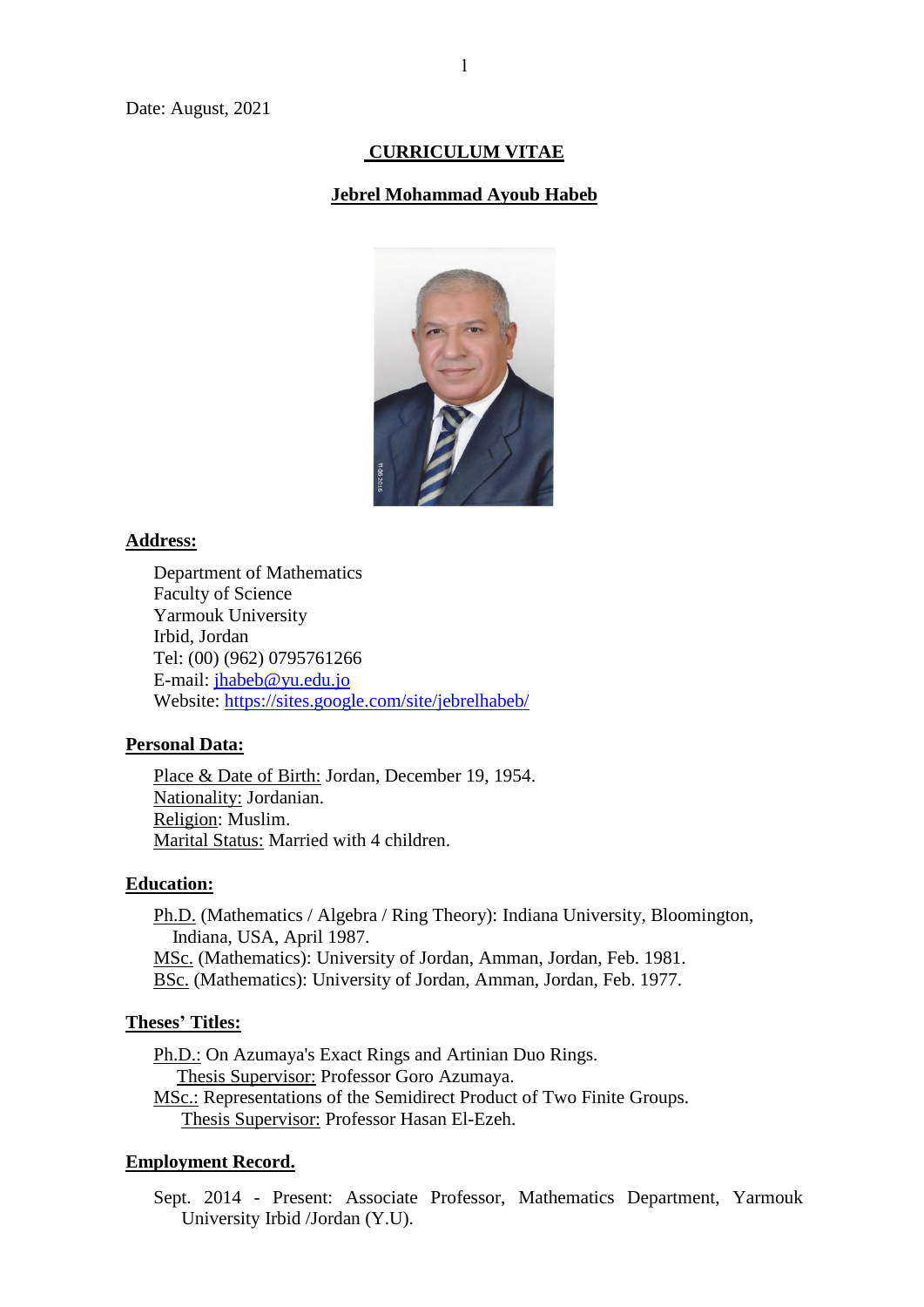Date: August, 2021

# CURRICULUM VITAE

## Jebrel Mohammad Ayoub Habeb

### Address:

Department of Mathematics
Faculty of Science
Yarmouk University
Irbid, Jordan
Tel: (00) (962) 0795761266
E-mail: jhabeb@yu.edu.jo
Website: https://sites.google.com/site/jebrelhabeb/

### Personal Data:

Place & Date of Birth: Jordan, December 19, 1954.
Nationality: Jordanian.
Religion: Muslim.
Marital Status: Married with 4 children.

### Education:

Ph.D. (Mathematics / Algebra / Ring Theory): Indiana University, Bloomington, Indiana, USA, April 1987.
MSc. (Mathematics): University of Jordan, Amman, Jordan, Feb. 1981.
BSc. (Mathematics): University of Jordan, Amman, Jordan, Feb. 1977.

### Theses' Titles:

Ph.D.: On Azumaya's Exact Rings and Artinian Duo Rings.
Thesis Supervisor: Professor Goro Azumaya.
MSc.: Representations of the Semidirect Product of Two Finite Groups.
Thesis Supervisor: Professor Hasan El-Ezeh.

### Employment Record.

Sept. 2014 - Present: Associate Professor, Mathematics Department, Yarmouk University Irbid /Jordan (Y.U).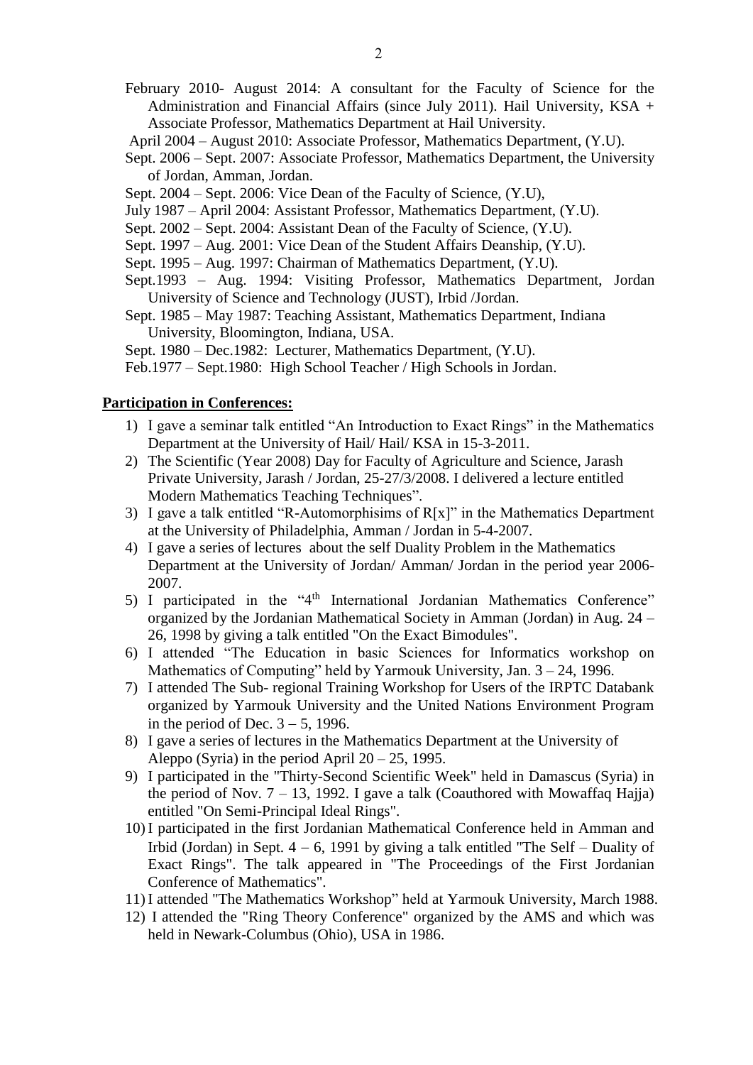- February 2010- August 2014: A consultant for the Faculty of Science for the Administration and Financial Affairs (since July 2011). Hail University, KSA + Associate Professor, Mathematics Department at Hail University.
- April 2004 – August 2010: Associate Professor, Mathematics Department, (Y.U).
- Sept. 2006 – Sept. 2007: Associate Professor, Mathematics Department, the University of Jordan, Amman, Jordan.
- Sept. 2004 – Sept. 2006: Vice Dean of the Faculty of Science, (Y.U),
- July 1987 – April 2004: Assistant Professor, Mathematics Department, (Y.U).
- Sept. 2002 – Sept. 2004: Assistant Dean of the Faculty of Science, (Y.U).
- Sept. 1997 – Aug. 2001: Vice Dean of the Student Affairs Deanship, (Y.U).
- Sept. 1995 – Aug. 1997: Chairman of Mathematics Department, (Y.U).
- Sept.1993 – Aug. 1994: Visiting Professor, Mathematics Department, Jordan University of Science and Technology (JUST), Irbid /Jordan.
- Sept. 1985 – May 1987: Teaching Assistant, Mathematics Department, Indiana University, Bloomington, Indiana, USA.
- Sept. 1980 – Dec.1982: Lecturer, Mathematics Department, (Y.U).
- Feb.1977 – Sept.1980: High School Teacher / High Schools in Jordan.

**Participation in Conferences:**

1) I gave a seminar talk entitled "An Introduction to Exact Rings" in the Mathematics Department at the University of Hail/ Hail/ KSA in 15-3-2011.
2) The Scientific (Year 2008) Day for Faculty of Agriculture and Science, Jarash Private University, Jarash / Jordan, 25-27/3/2008. I delivered a lecture entitled Modern Mathematics Teaching Techniques".
3) I gave a talk entitled "R-Automorphisims of R[x]" in the Mathematics Department at the University of Philadelphia, Amman / Jordan in 5-4-2007.
4) I gave a series of lectures about the self Duality Problem in the Mathematics Department at the University of Jordan/ Amman/ Jordan in the period year 2006-2007.
5) I participated in the "4th International Jordanian Mathematics Conference" organized by the Jordanian Mathematical Society in Amman (Jordan) in Aug. 24 – 26, 1998 by giving a talk entitled "On the Exact Bimodules".
6) I attended "The Education in basic Sciences for Informatics workshop on Mathematics of Computing" held by Yarmouk University, Jan. 3 – 24, 1996.
7) I attended The Sub- regional Training Workshop for Users of the IRPTC Databank organized by Yarmouk University and the United Nations Environment Program in the period of Dec. 3 – 5, 1996.
8) I gave a series of lectures in the Mathematics Department at the University of Aleppo (Syria) in the period April 20 – 25, 1995.
9) I participated in the "Thirty-Second Scientific Week" held in Damascus (Syria) in the period of Nov. 7 – 13, 1992. I gave a talk (Coauthored with Mowaffaq Hajja) entitled "On Semi-Principal Ideal Rings".
10) I participated in the first Jordanian Mathematical Conference held in Amman and Irbid (Jordan) in Sept. 4 – 6, 1991 by giving a talk entitled "The Self – Duality of Exact Rings". The talk appeared in "The Proceedings of the First Jordanian Conference of Mathematics".
11) I attended "The Mathematics Workshop" held at Yarmouk University, March 1988.
12) I attended the "Ring Theory Conference" organized by the AMS and which was held in Newark-Columbus (Ohio), USA in 1986.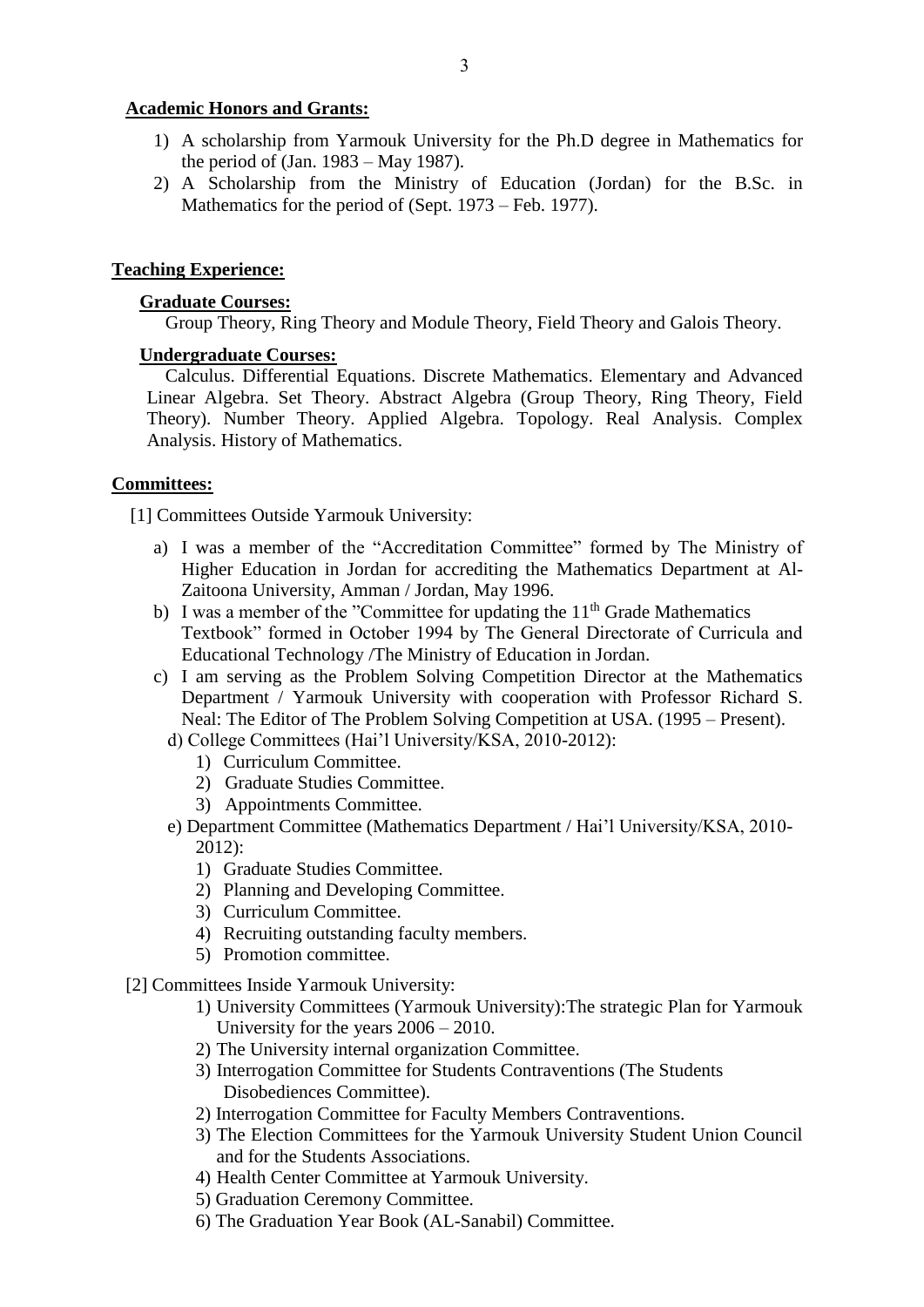**Academic Honors and Grants:**

1) A scholarship from Yarmouk University for the Ph.D degree in Mathematics for the period of (Jan. 1983 – May 1987).
2) A Scholarship from the Ministry of Education (Jordan) for the B.Sc. in Mathematics for the period of (Sept. 1973 – Feb. 1977).

**Teaching Experience:**

**Graduate Courses:**

Group Theory, Ring Theory and Module Theory, Field Theory and Galois Theory.

**Undergraduate Courses:**

Calculus. Differential Equations. Discrete Mathematics. Elementary and Advanced Linear Algebra. Set Theory. Abstract Algebra (Group Theory, Ring Theory, Field Theory). Number Theory. Applied Algebra. Topology. Real Analysis. Complex Analysis. History of Mathematics.

**Committees:**

[1] Committees Outside Yarmouk University:

a) I was a member of the "Accreditation Committee" formed by The Ministry of Higher Education in Jordan for accrediting the Mathematics Department at Al-Zaitoona University, Amman / Jordan, May 1996.

b) I was a member of the "Committee for updating the 11th Grade Mathematics Textbook" formed in October 1994 by The General Directorate of Curricula and Educational Technology /The Ministry of Education in Jordan.

c) I am serving as the Problem Solving Competition Director at the Mathematics Department / Yarmouk University with cooperation with Professor Richard S. Neal: The Editor of The Problem Solving Competition at USA. (1995 – Present).

d) College Committees (Hai'l University/KSA, 2010-2012):
   1) Curriculum Committee.
   2) Graduate Studies Committee.
   3) Appointments Committee.

e) Department Committee (Mathematics Department / Hai'l University/KSA, 2010-2012):
   1) Graduate Studies Committee.
   2) Planning and Developing Committee.
   3) Curriculum Committee.
   4) Recruiting outstanding faculty members.
   5) Promotion committee.

[2] Committees Inside Yarmouk University:

1) University Committees (Yarmouk University):The strategic Plan for Yarmouk University for the years 2006 – 2010.
2) The University internal organization Committee.
3) Interrogation Committee for Students Contraventions (The Students Disobediences Committee).
2) Interrogation Committee for Faculty Members Contraventions.
3) The Election Committees for the Yarmouk University Student Union Council and for the Students Associations.
4) Health Center Committee at Yarmouk University.
5) Graduation Ceremony Committee.
6) The Graduation Year Book (AL-Sanabil) Committee.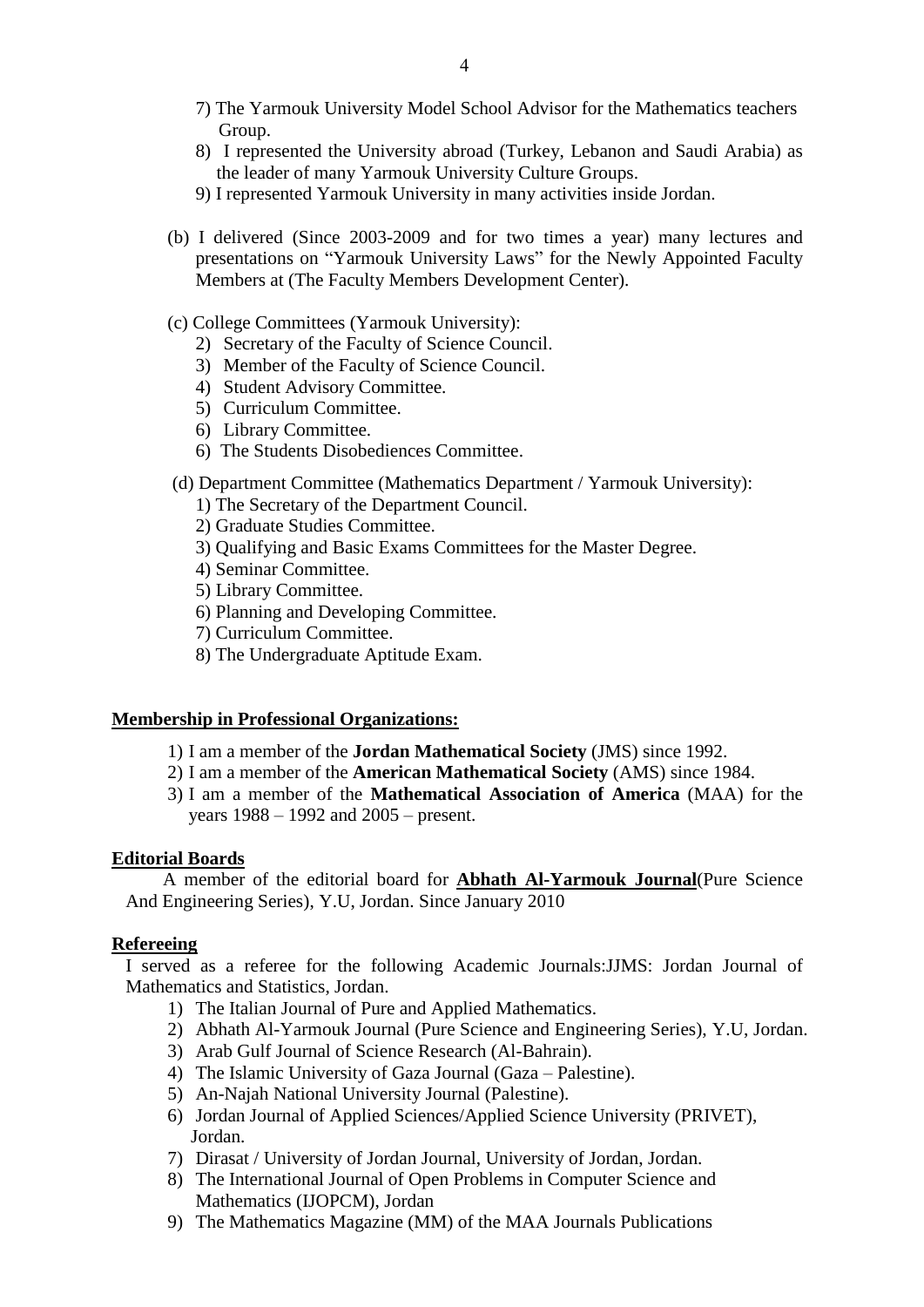7) The Yarmouk University Model School Advisor for the Mathematics teachers Group.
8) I represented the University abroad (Turkey, Lebanon and Saudi Arabia) as the leader of many Yarmouk University Culture Groups.
9) I represented Yarmouk University in many activities inside Jordan.

(b) I delivered (Since 2003-2009 and for two times a year) many lectures and presentations on "Yarmouk University Laws" for the Newly Appointed Faculty Members at (The Faculty Members Development Center).

(c) College Committees (Yarmouk University):

2) Secretary of the Faculty of Science Council.
3) Member of the Faculty of Science Council.
4) Student Advisory Committee.
5) Curriculum Committee.
6) Library Committee.
6) The Students Disobediences Committee.

(d) Department Committee (Mathematics Department / Yarmouk University):

1) The Secretary of the Department Council.
2) Graduate Studies Committee.
3) Qualifying and Basic Exams Committees for the Master Degree.
4) Seminar Committee.
5) Library Committee.
6) Planning and Developing Committee.
7) Curriculum Committee.
8) The Undergraduate Aptitude Exam.

## Membership in Professional Organizations:

1) I am a member of the **Jordan Mathematical Society** (JMS) since 1992.
2) I am a member of the **American Mathematical Society** (AMS) since 1984.
3) I am a member of the **Mathematical Association of America** (MAA) for the years 1988 – 1992 and 2005 – present.

## Editorial Boards

A member of the editorial board for **Abhath Al-Yarmouk Journal**(Pure Science And Engineering Series), Y.U, Jordan. Since January 2010

## Refereeing

I served as a referee for the following Academic Journals:JJMS: Jordan Journal of Mathematics and Statistics, Jordan.

1) The Italian Journal of Pure and Applied Mathematics.
2) Abhath Al-Yarmouk Journal (Pure Science and Engineering Series), Y.U, Jordan.
3) Arab Gulf Journal of Science Research (Al-Bahrain).
4) The Islamic University of Gaza Journal (Gaza – Palestine).
5) An-Najah National University Journal (Palestine).
6) Jordan Journal of Applied Sciences/Applied Science University (PRIVET), Jordan.
7) Dirasat / University of Jordan Journal, University of Jordan, Jordan.
8) The International Journal of Open Problems in Computer Science and Mathematics (IJOPCM), Jordan
9) The Mathematics Magazine (MM) of the MAA Journals Publications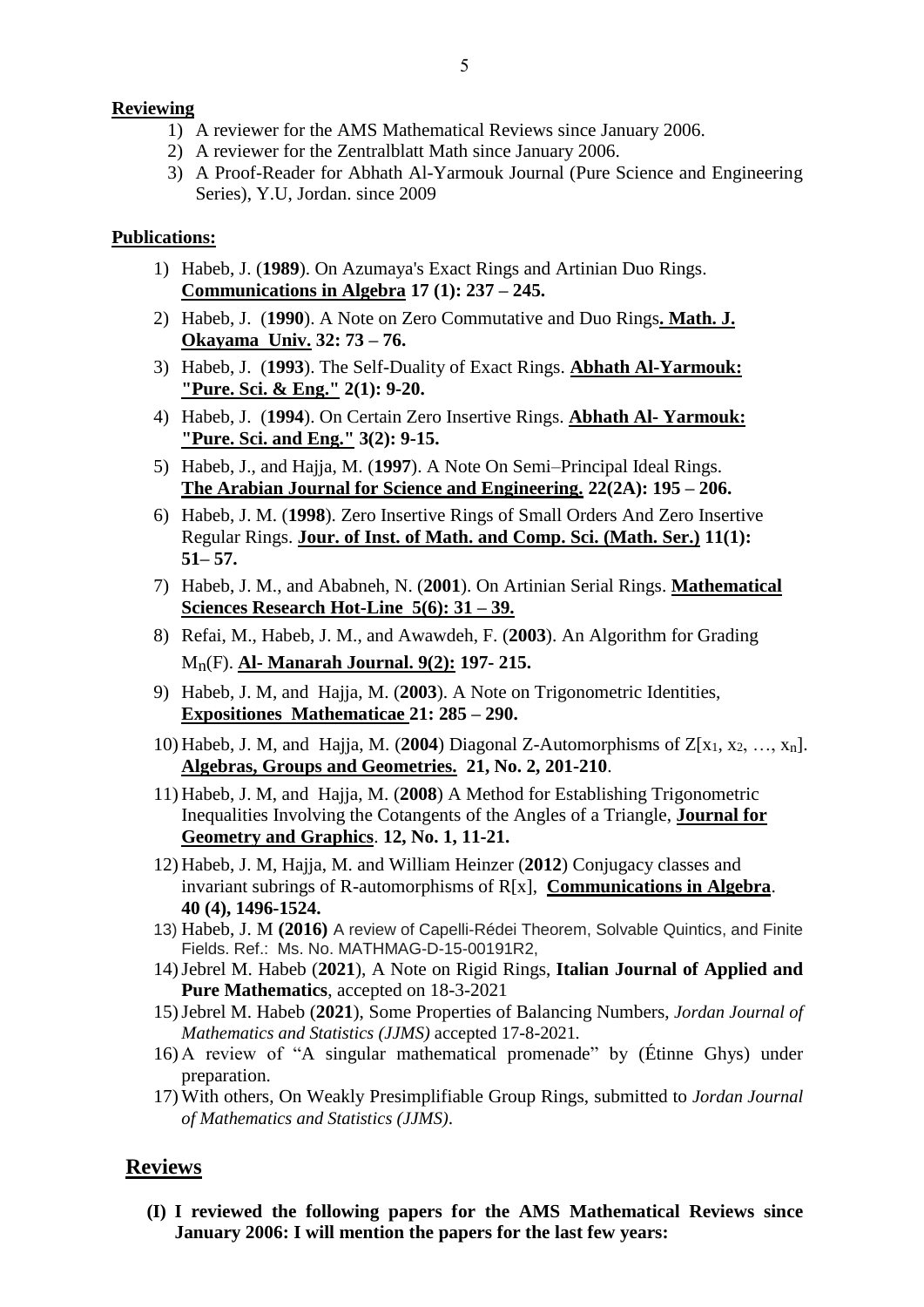**Reviewing**

1) A reviewer for the AMS Mathematical Reviews since January 2006.
2) A reviewer for the Zentralblatt Math since January 2006.
3) A Proof-Reader for Abhath Al-Yarmouk Journal (Pure Science and Engineering Series), Y.U, Jordan. since 2009

**Publications:**

1) Habeb, J. (**1989**). On Azumaya's Exact Rings and Artinian Duo Rings. **Communications in Algebra 17 (1): 237 – 245.**
2) Habeb, J. (**1990**). A Note on Zero Commutative and Duo Rings**. Math. J. Okayama Univ. 32: 73 – 76.**
3) Habeb, J. (**1993**). The Self-Duality of Exact Rings. **Abhath Al-Yarmouk: "Pure. Sci. & Eng." 2(1): 9-20.**
4) Habeb, J. (**1994**). On Certain Zero Insertive Rings. **Abhath Al- Yarmouk: "Pure. Sci. and Eng." 3(2): 9-15.**
5) Habeb, J., and Hajja, M. (**1997**). A Note On Semi–Principal Ideal Rings. **The Arabian Journal for Science and Engineering. 22(2A): 195 – 206.**
6) Habeb, J. M. (**1998**). Zero Insertive Rings of Small Orders And Zero Insertive Regular Rings. **Jour. of Inst. of Math. and Comp. Sci. (Math. Ser.) 11(1): 51– 57.**
7) Habeb, J. M., and Ababneh, N. (**2001**). On Artinian Serial Rings. **Mathematical Sciences Research Hot-Line 5(6): 31 – 39.**
8) Refai, M., Habeb, J. M., and Awawdeh, F. (**2003**). An Algorithm for Grading $M_n(F)$. **Al- Manarah Journal. 9(2): 197- 215.**
9) Habeb, J. M, and Hajja, M. (**2003**). A Note on Trigonometric Identities, **Expositiones Mathematicae 21: 285 – 290.**
10) Habeb, J. M, and Hajja, M. (**2004**) Diagonal Z-Automorphisms of $Z[x_1, x_2, \ldots, x_n]$. **Algebras, Groups and Geometries. 21, No. 2, 201-210**.
11) Habeb, J. M, and Hajja, M. (**2008**) A Method for Establishing Trigonometric Inequalities Involving the Cotangents of the Angles of a Triangle, **Journal for Geometry and Graphics**. **12, No. 1, 11-21.**
12) Habeb, J. M, Hajja, M. and William Heinzer (**2012**) Conjugacy classes and invariant subrings of R-automorphisms of R[x], **Communications in Algebra**. **40 (4), 1496-1524.**
13) Habeb, J. M **(2016)** A review of Capelli-Rédei Theorem, Solvable Quintics, and Finite Fields. Ref.: Ms. No. MATHMAG-D-15-00191R2,
14) Jebrel M. Habeb (**2021**), A Note on Rigid Rings, **Italian Journal of Applied and Pure Mathematics**, accepted on 18-3-2021
15) Jebrel M. Habeb (**2021**), Some Properties of Balancing Numbers, *Jordan Journal of Mathematics and Statistics (JJMS)* accepted 17-8-2021.
16) A review of "A singular mathematical promenade" by (Étinne Ghys) under preparation.
17) With others, On Weakly Presimplifiable Group Rings, submitted to *Jordan Journal of Mathematics and Statistics (JJMS)*.

## Reviews

**(I) I reviewed the following papers for the AMS Mathematical Reviews since January 2006: I will mention the papers for the last few years:**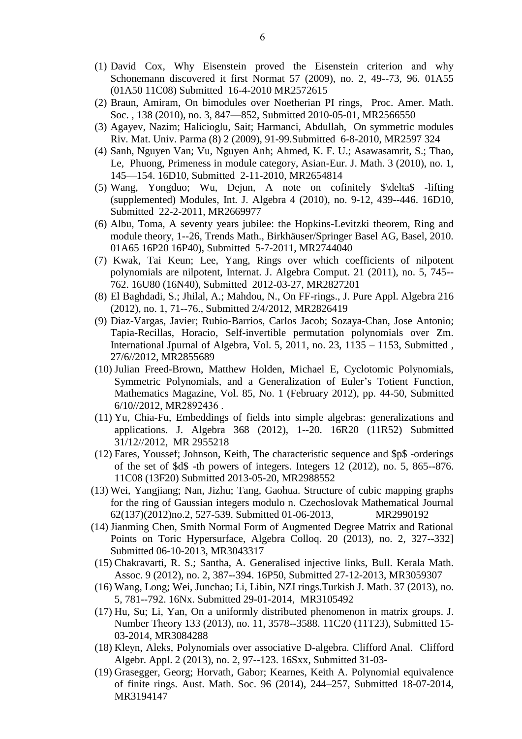(1) David Cox, Why Eisenstein proved the Eisenstein criterion and why Schonemann discovered it first Normat 57 (2009), no. 2, 49--73, 96. 01A55 (01A50 11C08) Submitted 16-4-2010 MR2572615

(2) Braun, Amiram, On bimodules over Noetherian PI rings, Proc. Amer. Math. Soc. , 138 (2010), no. 3, 847—852, Submitted 2010-05-01, MR2566550

(3) Agayev, Nazim; Halicioglu, Sait; Harmanci, Abdullah, On symmetric modules Riv. Mat. Univ. Parma (8) 2 (2009), 91-99.Submitted 6-8-2010, MR2597 324

(4) Sanh, Nguyen Van; Vu, Nguyen Anh; Ahmed, K. F. U.; Asawasamrit, S.; Thao, Le, Phuong, Primeness in module category, Asian-Eur. J. Math. 3 (2010), no. 1, 145—154. 16D10, Submitted 2-11-2010, MR2654814

(5) Wang, Yongduo; Wu, Dejun, A note on cofinitely $\delta$ -lifting (supplemented) Modules, Int. J. Algebra 4 (2010), no. 9-12, 439--446. 16D10, Submitted 22-2-2011, MR2669977

(6) Albu, Toma, A seventy years jubilee: the Hopkins-Levitzki theorem, Ring and module theory, 1--26, Trends Math., Birkhäuser/Springer Basel AG, Basel, 2010. 01A65 16P20 16P40), Submitted 5-7-2011, MR2744040

(7) Kwak, Tai Keun; Lee, Yang, Rings over which coefficients of nilpotent polynomials are nilpotent, Internat. J. Algebra Comput. 21 (2011), no. 5, 745--762. 16U80 (16N40), Submitted 2012-03-27, MR2827201

(8) El Baghdadi, S.; Jhilal, A.; Mahdou, N., On FF-rings., J. Pure Appl. Algebra 216 (2012), no. 1, 71--76., Submitted 2/4/2012, MR2826419

(9) Diaz-Vargas, Javier; Rubio-Barrios, Carlos Jacob; Sozaya-Chan, Jose Antonio; Tapia-Recillas, Horacio, Self-invertible permutation polynomials over Zm. International Jpurnal of Algebra, Vol. 5, 2011, no. 23, 1135 – 1153, Submitted , 27/6//2012, MR2855689

(10) Julian Freed-Brown, Matthew Holden, Michael E, Cyclotomic Polynomials, Symmetric Polynomials, and a Generalization of Euler's Totient Function, Mathematics Magazine, Vol. 85, No. 1 (February 2012), pp. 44-50, Submitted 6/10//2012, MR2892436 .

(11) Yu, Chia-Fu, Embeddings of fields into simple algebras: generalizations and applications. J. Algebra 368 (2012), 1--20. 16R20 (11R52) Submitted 31/12//2012, MR 2955218

(12) Fares, Youssef; Johnson, Keith, The characteristic sequence and $p$ -orderings of the set of $d$ -th powers of integers. Integers 12 (2012), no. 5, 865--876. 11C08 (13F20) Submitted 2013-05-20, MR2988552

(13) Wei, Yangjiang; Nan, Jizhu; Tang, Gaohua. Structure of cubic mapping graphs for the ring of Gaussian integers modulo n. Czechoslovak Mathematical Journal 62(137)(2012)no.2, 527-539. Submitted 01-06-2013, MR2990192

(14) Jianming Chen, Smith Normal Form of Augmented Degree Matrix and Rational Points on Toric Hypersurface, Algebra Colloq. 20 (2013), no. 2, 327--332] Submitted 06-10-2013, MR3043317

(15) Chakravarti, R. S.; Santha, A. Generalised injective links, Bull. Kerala Math. Assoc. 9 (2012), no. 2, 387--394. 16P50, Submitted 27-12-2013, MR3059307

(16) Wang, Long; Wei, Junchao; Li, Libin, NZI rings.Turkish J. Math. 37 (2013), no. 5, 781--792. 16Nx. Submitted 29-01-2014, MR3105492

(17) Hu, Su; Li, Yan, On a uniformly distributed phenomenon in matrix groups. J. Number Theory 133 (2013), no. 11, 3578--3588. 11C20 (11T23), Submitted 15-03-2014, MR3084288

(18) Kleyn, Aleks, Polynomials over associative D-algebra. Clifford Anal. Clifford Algebr. Appl. 2 (2013), no. 2, 97--123. 16Sxx, Submitted 31-03-

(19) Grasegger, Georg; Horvath, Gabor; Kearnes, Keith A. Polynomial equivalence of finite rings. Aust. Math. Soc. 96 (2014), 244–257, Submitted 18-07-2014, MR3194147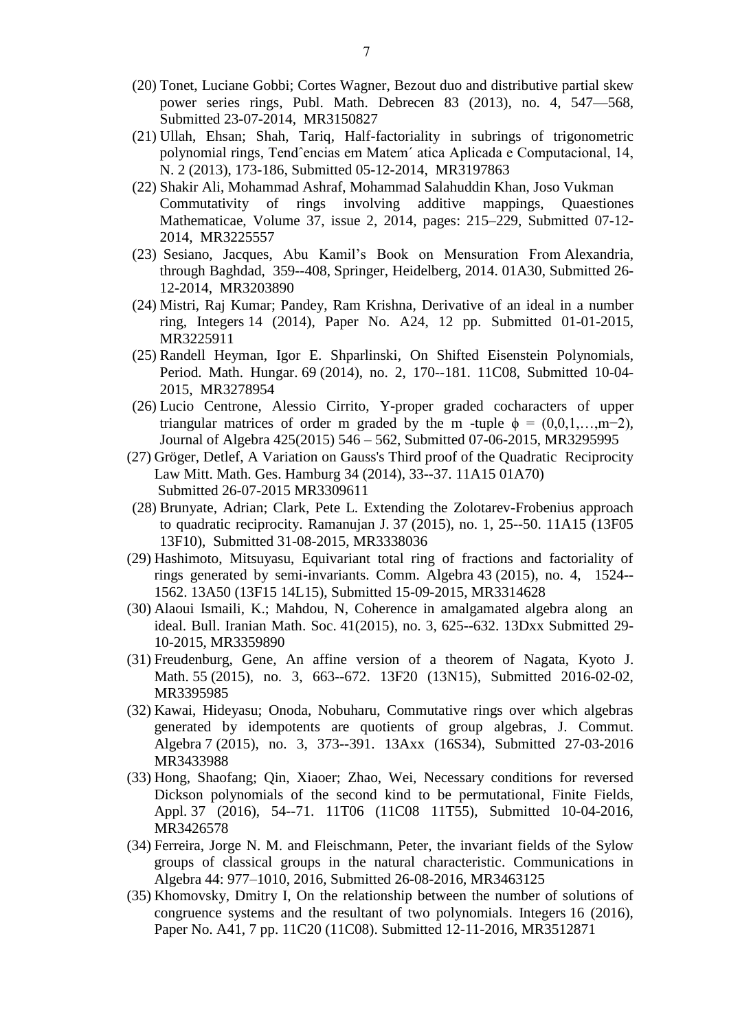(20) Tonet, Luciane Gobbi; Cortes Wagner, Bezout duo and distributive partial skew power series rings, Publ. Math. Debrecen 83 (2013), no. 4, 547—568, Submitted 23-07-2014, MR3150827

(21) Ullah, Ehsan; Shah, Tariq, Half-factoriality in subrings of trigonometric polynomial rings, Tendˆencias em Matem´ atica Aplicada e Computacional, 14, N. 2 (2013), 173-186, Submitted 05-12-2014, MR3197863

(22) Shakir Ali, Mohammad Ashraf, Mohammad Salahuddin Khan, Joso Vukman Commutativity of rings involving additive mappings, Quaestiones Mathematicae, Volume 37, issue 2, 2014, pages: 215–229, Submitted 07-12-2014, MR3225557

(23) Sesiano, Jacques, Abu Kamil's Book on Mensuration From Alexandria, through Baghdad, 359--408, Springer, Heidelberg, 2014. 01A30, Submitted 26-12-2014, MR3203890

(24) Mistri, Raj Kumar; Pandey, Ram Krishna, Derivative of an ideal in a number ring, Integers 14 (2014), Paper No. A24, 12 pp. Submitted 01-01-2015, MR3225911

(25) Randell Heyman, Igor E. Shparlinski, On Shifted Eisenstein Polynomials, Period. Math. Hungar. 69 (2014), no. 2, 170--181. 11C08, Submitted 10-04-2015, MR3278954

(26) Lucio Centrone, Alessio Cirrito, Y-proper graded cocharacters of upper triangular matrices of order m graded by the m -tuple $\phi = (0,0,1,\ldots,m-2)$, Journal of Algebra 425(2015) 546 – 562, Submitted 07-06-2015, MR3295995

(27) Gröger, Detlef, A Variation on Gauss's Third proof of the Quadratic Reciprocity Law Mitt. Math. Ges. Hamburg 34 (2014), 33--37. 11A15 01A70) Submitted 26-07-2015 MR3309611

(28) Brunyate, Adrian; Clark, Pete L. Extending the Zolotarev-Frobenius approach to quadratic reciprocity. Ramanujan J. 37 (2015), no. 1, 25--50. 11A15 (13F05 13F10), Submitted 31-08-2015, MR3338036

(29) Hashimoto, Mitsuyasu, Equivariant total ring of fractions and factoriality of rings generated by semi-invariants. Comm. Algebra 43 (2015), no. 4, 1524--1562. 13A50 (13F15 14L15), Submitted 15-09-2015, MR3314628

(30) Alaoui Ismaili, K.; Mahdou, N, Coherence in amalgamated algebra along an ideal. Bull. Iranian Math. Soc. 41(2015), no. 3, 625--632. 13Dxx Submitted 29-10-2015, MR3359890

(31) Freudenburg, Gene, An affine version of a theorem of Nagata, Kyoto J. Math. 55 (2015), no. 3, 663--672. 13F20 (13N15), Submitted 2016-02-02, MR3395985

(32) Kawai, Hideyasu; Onoda, Nobuharu, Commutative rings over which algebras generated by idempotents are quotients of group algebras, J. Commut. Algebra 7 (2015), no. 3, 373--391. 13Axx (16S34), Submitted 27-03-2016 MR3433988

(33) Hong, Shaofang; Qin, Xiaoer; Zhao, Wei, Necessary conditions for reversed Dickson polynomials of the second kind to be permutational, Finite Fields, Appl. 37 (2016), 54--71. 11T06 (11C08 11T55), Submitted 10-04-2016, MR3426578

(34) Ferreira, Jorge N. M. and Fleischmann, Peter, the invariant fields of the Sylow groups of classical groups in the natural characteristic. Communications in Algebra 44: 977–1010, 2016, Submitted 26-08-2016, MR3463125

(35) Khomovsky, Dmitry I, On the relationship between the number of solutions of congruence systems and the resultant of two polynomials. Integers 16 (2016), Paper No. A41, 7 pp. 11C20 (11C08). Submitted 12-11-2016, MR3512871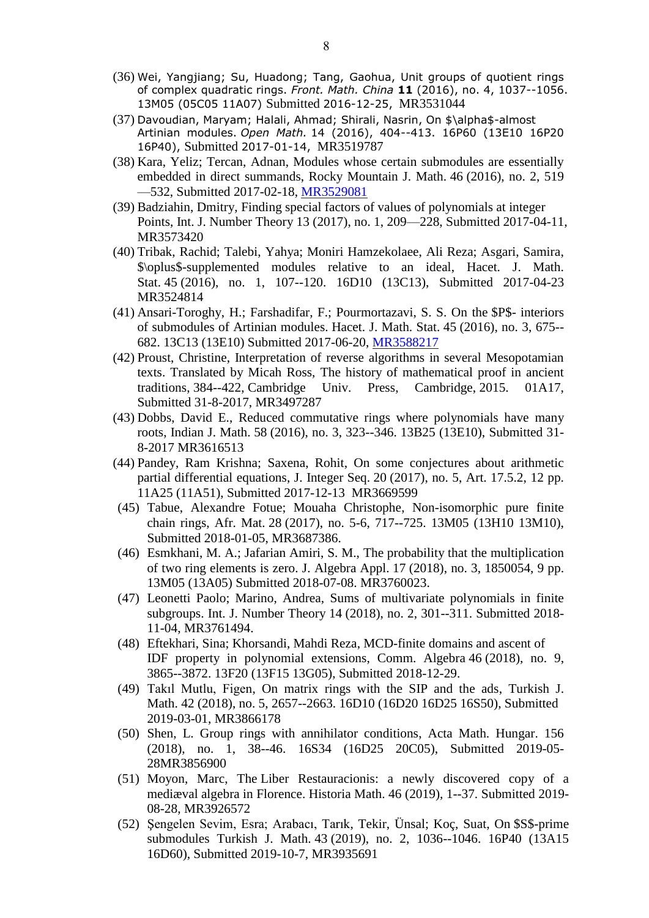(36) Wei, Yangjiang; Su, Huadong; Tang, Gaohua, Unit groups of quotient rings of complex quadratic rings. *Front. Math. China* **11** (2016), no. 4, 1037--1056. 13M05 (05C05 11A07) Submitted 2016-12-25, MR3531044

(37) Davoudian, Maryam; Halali, Ahmad; Shirali, Nasrin, On $\alpha$-almost Artinian modules. *Open Math.* 14 (2016), 404--413. 16P60 (13E10 16P20 16P40), Submitted 2017-01-14, MR3519787

(38) Kara, Yeliz; Tercan, Adnan, Modules whose certain submodules are essentially embedded in direct summands, Rocky Mountain J. Math. 46 (2016), no. 2, 519—532, Submitted 2017-02-18, MR3529081

(39) Badziahin, Dmitry, Finding special factors of values of polynomials at integer Points, Int. J. Number Theory 13 (2017), no. 1, 209—228, Submitted 2017-04-11, MR3573420

(40) Tribak, Rachid; Talebi, Yahya; Moniri Hamzekolaee, Ali Reza; Asgari, Samira, $\oplus$-supplemented modules relative to an ideal, Hacet. J. Math. Stat. 45 (2016), no. 1, 107--120. 16D10 (13C13), Submitted 2017-04-23 MR3524814

(41) Ansari-Toroghy, H.; Farshadifar, F.; Pourmortazavi, S. S. On the $P$- interiors of submodules of Artinian modules. Hacet. J. Math. Stat. 45 (2016), no. 3, 675--682. 13C13 (13E10) Submitted 2017-06-20, MR3588217

(42) Proust, Christine, Interpretation of reverse algorithms in several Mesopotamian texts. Translated by Micah Ross, The history of mathematical proof in ancient traditions, 384--422, Cambridge Univ. Press, Cambridge, 2015. 01A17, Submitted 31-8-2017, MR3497287

(43) Dobbs, David E., Reduced commutative rings where polynomials have many roots, Indian J. Math. 58 (2016), no. 3, 323--346. 13B25 (13E10), Submitted 31-8-2017 MR3616513

(44) Pandey, Ram Krishna; Saxena, Rohit, On some conjectures about arithmetic partial differential equations, J. Integer Seq. 20 (2017), no. 5, Art. 17.5.2, 12 pp. 11A25 (11A51), Submitted 2017-12-13 MR3669599

(45) Tabue, Alexandre Fotue; Mouaha Christophe, Non-isomorphic pure finite chain rings, Afr. Mat. 28 (2017), no. 5-6, 717--725. 13M05 (13H10 13M10), Submitted 2018-01-05, MR3687386.

(46) Esmkhani, M. A.; Jafarian Amiri, S. M., The probability that the multiplication of two ring elements is zero. J. Algebra Appl. 17 (2018), no. 3, 1850054, 9 pp. 13M05 (13A05) Submitted 2018-07-08. MR3760023.

(47) Leonetti Paolo; Marino, Andrea, Sums of multivariate polynomials in finite subgroups. Int. J. Number Theory 14 (2018), no. 2, 301--311. Submitted 2018-11-04, MR3761494.

(48) Eftekhari, Sina; Khorsandi, Mahdi Reza, MCD-finite domains and ascent of IDF property in polynomial extensions, Comm. Algebra 46 (2018), no. 9, 3865--3872. 13F20 (13F15 13G05), Submitted 2018-12-29.

(49) Takıl Mutlu, Figen, On matrix rings with the SIP and the ads, Turkish J. Math. 42 (2018), no. 5, 2657--2663. 16D10 (16D20 16D25 16S50), Submitted 2019-03-01, MR3866178

(50) Shen, L. Group rings with annihilator conditions, Acta Math. Hungar. 156 (2018), no. 1, 38--46. 16S34 (16D25 20C05), Submitted 2019-05-28MR3856900

(51) Moyon, Marc, The Liber Restauracionis: a newly discovered copy of a mediæval algebra in Florence. Historia Math. 46 (2019), 1--37. Submitted 2019-08-28, MR3926572

(52) Şengelen Sevim, Esra; Arabacı, Tarık, Tekir, Ünsal; Koç, Suat, On $S$-prime submodules Turkish J. Math. 43 (2019), no. 2, 1036--1046. 16P40 (13A15 16D60), Submitted 2019-10-7, MR3935691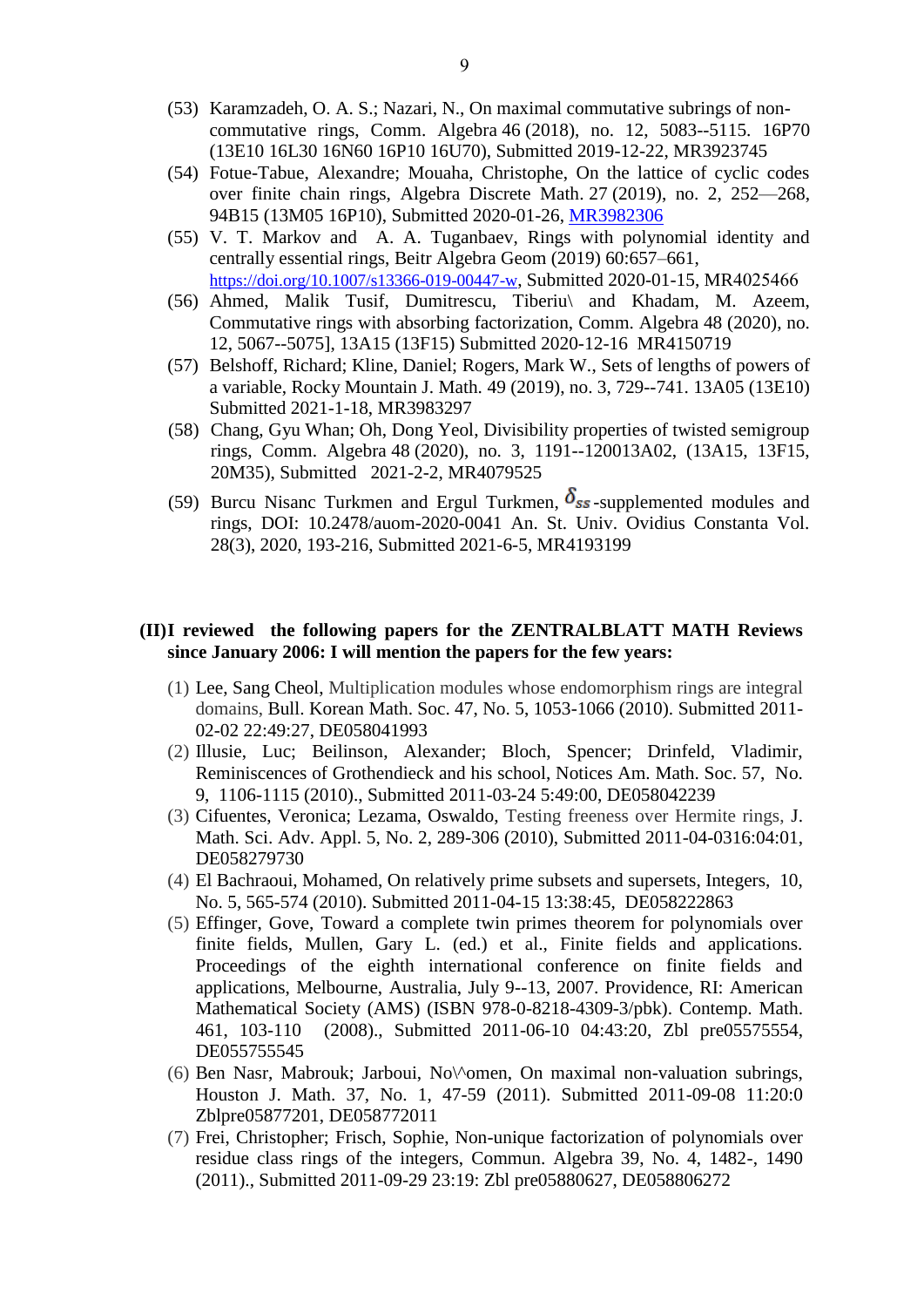(53) Karamzadeh, O. A. S.; Nazari, N., On maximal commutative subrings of non-commutative rings, Comm. Algebra 46 (2018), no. 12, 5083--5115. 16P70 (13E10 16L30 16N60 16P10 16U70), Submitted 2019-12-22, MR3923745

(54) Fotue-Tabue, Alexandre; Mouaha, Christophe, On the lattice of cyclic codes over finite chain rings, Algebra Discrete Math. 27 (2019), no. 2, 252—268, 94B15 (13M05 16P10), Submitted 2020-01-26, MR3982306

(55) V. T. Markov and A. A. Tuganbaev, Rings with polynomial identity and centrally essential rings, Beitr Algebra Geom (2019) 60:657–661, https://doi.org/10.1007/s13366-019-00447-w, Submitted 2020-01-15, MR4025466

(56) Ahmed, Malik Tusif, Dumitrescu, Tiberiu\ and Khadam, M. Azeem, Commutative rings with absorbing factorization, Comm. Algebra 48 (2020), no. 12, 5067--5075], 13A15 (13F15) Submitted 2020-12-16 MR4150719

(57) Belshoff, Richard; Kline, Daniel; Rogers, Mark W., Sets of lengths of powers of a variable, Rocky Mountain J. Math. 49 (2019), no. 3, 729--741. 13A05 (13E10) Submitted 2021-1-18, MR3983297

(58) Chang, Gyu Whan; Oh, Dong Yeol, Divisibility properties of twisted semigroup rings, Comm. Algebra 48 (2020), no. 3, 1191--120013A02, (13A15, 13F15, 20M35), Submitted 2021-2-2, MR4079525

(59) Burcu Nisanc Turkmen and Ergul Turkmen, $\delta_{ss}$-supplemented modules and rings, DOI: 10.2478/auom-2020-0041 An. St. Univ. Ovidius Constanta Vol. 28(3), 2020, 193-216, Submitted 2021-6-5, MR4193199

**(II)I reviewed the following papers for the ZENTRALBLATT MATH Reviews since January 2006: I will mention the papers for the few years:**

(1) Lee, Sang Cheol, Multiplication modules whose endomorphism rings are integral domains, Bull. Korean Math. Soc. 47, No. 5, 1053-1066 (2010). Submitted 2011-02-02 22:49:27, DE058041993

(2) Illusie, Luc; Beilinson, Alexander; Bloch, Spencer; Drinfeld, Vladimir, Reminiscences of Grothendieck and his school, Notices Am. Math. Soc. 57, No. 9, 1106-1115 (2010)., Submitted 2011-03-24 5:49:00, DE058042239

(3) Cifuentes, Veronica; Lezama, Oswaldo, Testing freeness over Hermite rings, J. Math. Sci. Adv. Appl. 5, No. 2, 289-306 (2010), Submitted 2011-04-0316:04:01, DE058279730

(4) El Bachraoui, Mohamed, On relatively prime subsets and supersets, Integers, 10, No. 5, 565-574 (2010). Submitted 2011-04-15 13:38:45, DE058222863

(5) Effinger, Gove, Toward a complete twin primes theorem for polynomials over finite fields, Mullen, Gary L. (ed.) et al., Finite fields and applications. Proceedings of the eighth international conference on finite fields and applications, Melbourne, Australia, July 9--13, 2007. Providence, RI: American Mathematical Society (AMS) (ISBN 978-0-8218-4309-3/pbk). Contemp. Math. 461, 103-110 (2008)., Submitted 2011-06-10 04:43:20, Zbl pre05575554, DE055755545

(6) Ben Nasr, Mabrouk; Jarboui, No\^omen, On maximal non-valuation subrings, Houston J. Math. 37, No. 1, 47-59 (2011). Submitted 2011-09-08 11:20:0 Zblpre05877201, DE058772011

(7) Frei, Christopher; Frisch, Sophie, Non-unique factorization of polynomials over residue class rings of the integers, Commun. Algebra 39, No. 4, 1482-, 1490 (2011)., Submitted 2011-09-29 23:19: Zbl pre05880627, DE058806272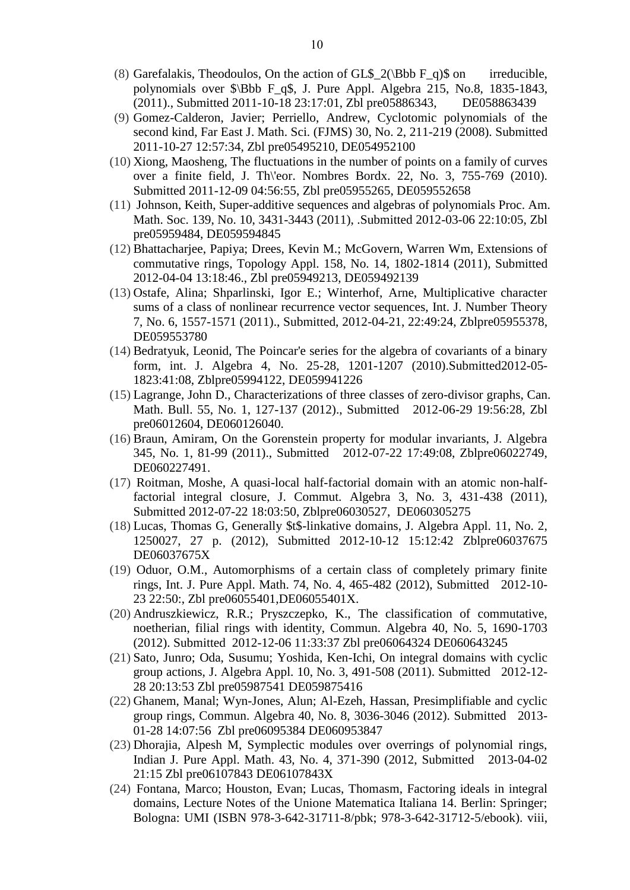(8) Garefalakis, Theodoulos, On the action of GL$_2(\Bbb F_q)$ on irreducible, polynomials over $\Bbb F_q$, J. Pure Appl. Algebra 215, No.8, 1835-1843, (2011)., Submitted 2011-10-18 23:17:01, Zbl pre05886343, DE058863439

(9) Gomez-Calderon, Javier; Perriello, Andrew, Cyclotomic polynomials of the second kind, Far East J. Math. Sci. (FJMS) 30, No. 2, 211-219 (2008). Submitted 2011-10-27 12:57:34, Zbl pre05495210, DE054952100

(10) Xiong, Maosheng, The fluctuations in the number of points on a family of curves over a finite field, J. Th\'eor. Nombres Bordx. 22, No. 3, 755-769 (2010). Submitted 2011-12-09 04:56:55, Zbl pre05955265, DE059552658

(11) Johnson, Keith, Super-additive sequences and algebras of polynomials Proc. Am. Math. Soc. 139, No. 10, 3431-3443 (2011), .Submitted 2012-03-06 22:10:05, Zbl pre05959484, DE059594845

(12) Bhattacharjee, Papiya; Drees, Kevin M.; McGovern, Warren Wm, Extensions of commutative rings, Topology Appl. 158, No. 14, 1802-1814 (2011), Submitted 2012-04-04 13:18:46., Zbl pre05949213, DE059492139

(13) Ostafe, Alina; Shparlinski, Igor E.; Winterhof, Arne, Multiplicative character sums of a class of nonlinear recurrence vector sequences, Int. J. Number Theory 7, No. 6, 1557-1571 (2011)., Submitted, 2012-04-21, 22:49:24, Zblpre05955378, DE059553780

(14) Bedratyuk, Leonid, The Poincar'e series for the algebra of covariants of a binary form, int. J. Algebra 4, No. 25-28, 1201-1207 (2010).Submitted2012-05-1823:41:08, Zblpre05994122, DE059941226

(15) Lagrange, John D., Characterizations of three classes of zero-divisor graphs, Can. Math. Bull. 55, No. 1, 127-137 (2012)., Submitted 2012-06-29 19:56:28, Zbl pre06012604, DE060126040.

(16) Braun, Amiram, On the Gorenstein property for modular invariants, J. Algebra 345, No. 1, 81-99 (2011)., Submitted 2012-07-22 17:49:08, Zblpre06022749, DE060227491.

(17) Roitman, Moshe, A quasi-local half-factorial domain with an atomic non-half-factorial integral closure, J. Commut. Algebra 3, No. 3, 431-438 (2011), Submitted 2012-07-22 18:03:50, Zblpre06030527, DE060305275

(18) Lucas, Thomas G, Generally $t$-linkative domains, J. Algebra Appl. 11, No. 2, 1250027, 27 p. (2012), Submitted 2012-10-12 15:12:42 Zblpre06037675 DE06037675X

(19) Oduor, O.M., Automorphisms of a certain class of completely primary finite rings, Int. J. Pure Appl. Math. 74, No. 4, 465-482 (2012), Submitted 2012-10-23 22:50:, Zbl pre06055401,DE06055401X.

(20) Andruszkiewicz, R.R.; Pryszczepko, K., The classification of commutative, noetherian, filial rings with identity, Commun. Algebra 40, No. 5, 1690-1703 (2012). Submitted 2012-12-06 11:33:37 Zbl pre06064324 DE060643245

(21) Sato, Junro; Oda, Susumu; Yoshida, Ken-Ichi, On integral domains with cyclic group actions, J. Algebra Appl. 10, No. 3, 491-508 (2011). Submitted 2012-12-28 20:13:53 Zbl pre05987541 DE059875416

(22) Ghanem, Manal; Wyn-Jones, Alun; Al-Ezeh, Hassan, Presimplifiable and cyclic group rings, Commun. Algebra 40, No. 8, 3036-3046 (2012). Submitted 2013-01-28 14:07:56 Zbl pre06095384 DE060953847

(23) Dhorajia, Alpesh M, Symplectic modules over overrings of polynomial rings, Indian J. Pure Appl. Math. 43, No. 4, 371-390 (2012, Submitted 2013-04-02 21:15 Zbl pre06107843 DE06107843X

(24) Fontana, Marco; Houston, Evan; Lucas, Thomasm, Factoring ideals in integral domains, Lecture Notes of the Unione Matematica Italiana 14. Berlin: Springer; Bologna: UMI (ISBN 978-3-642-31711-8/pbk; 978-3-642-31712-5/ebook). viii,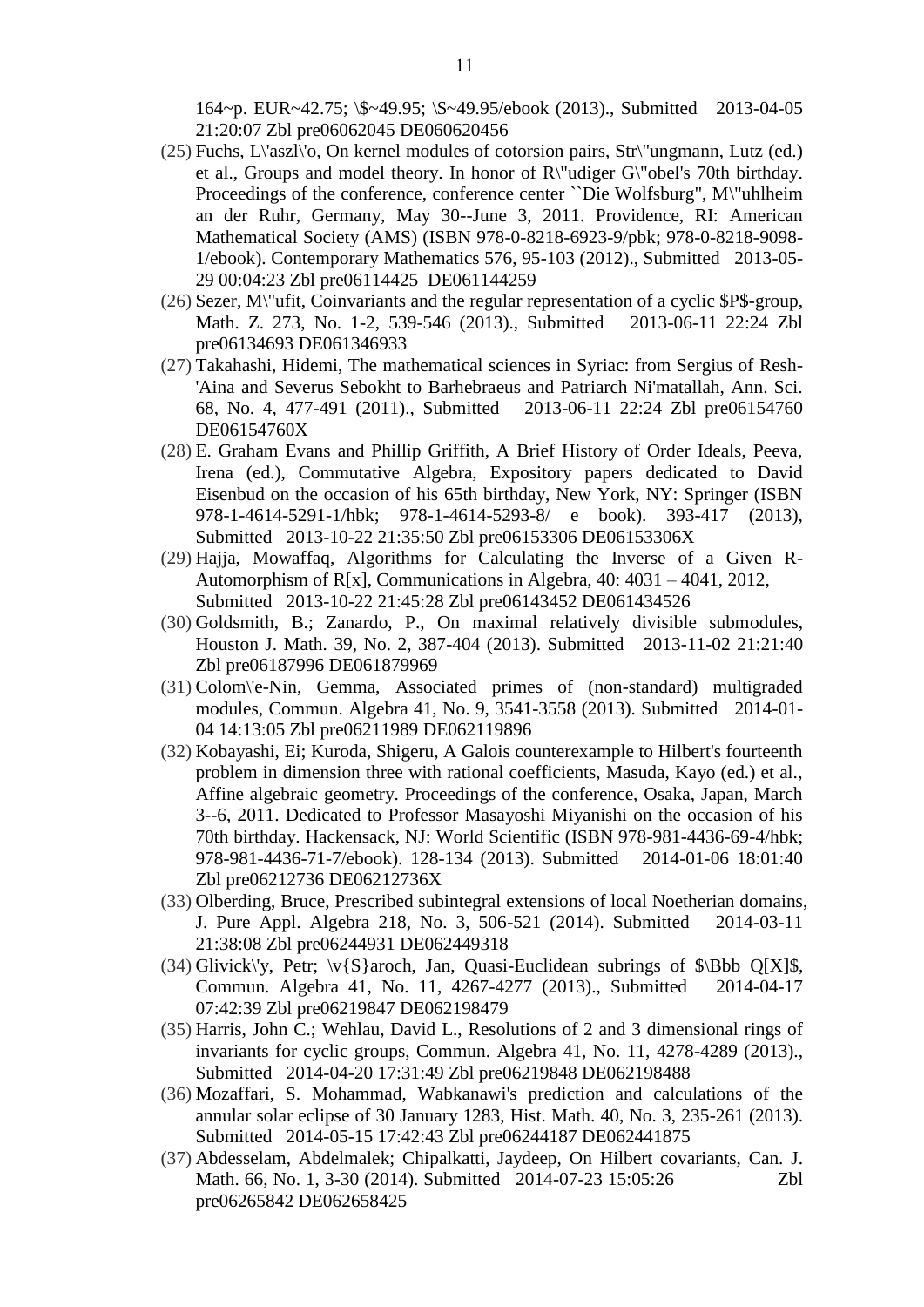164~p. EUR~42.75; \$~49.95; \$~49.95/ebook (2013)., Submitted 2013-04-05 21:20:07 Zbl pre06062045 DE060620456

(25) Fuchs, L\'aszl\'o, On kernel modules of cotorsion pairs, Str\"ungmann, Lutz (ed.) et al., Groups and model theory. In honor of R\"udiger G\"obel's 70th birthday. Proceedings of the conference, conference center ``Die Wolfsburg", M\"uhlheim an der Ruhr, Germany, May 30--June 3, 2011. Providence, RI: American Mathematical Society (AMS) (ISBN 978-0-8218-6923-9/pbk; 978-0-8218-9098-1/ebook). Contemporary Mathematics 576, 95-103 (2012)., Submitted 2013-05-29 00:04:23 Zbl pre06114425 DE061144259

(26) Sezer, M\"ufit, Coinvariants and the regular representation of a cyclic $P$-group, Math. Z. 273, No. 1-2, 539-546 (2013)., Submitted 2013-06-11 22:24 Zbl pre06134693 DE061346933

(27) Takahashi, Hidemi, The mathematical sciences in Syriac: from Sergius of Resh-'Aina and Severus Sebokht to Barhebraeus and Patriarch Ni'matallah, Ann. Sci. 68, No. 4, 477-491 (2011)., Submitted 2013-06-11 22:24 Zbl pre06154760 DE06154760X

(28) E. Graham Evans and Phillip Griffith, A Brief History of Order Ideals, Peeva, Irena (ed.), Commutative Algebra, Expository papers dedicated to David Eisenbud on the occasion of his 65th birthday, New York, NY: Springer (ISBN 978-1-4614-5291-1/hbk; 978-1-4614-5293-8/ e book). 393-417 (2013), Submitted 2013-10-22 21:35:50 Zbl pre06153306 DE06153306X

(29) Hajja, Mowaffaq, Algorithms for Calculating the Inverse of a Given R-Automorphism of R[x], Communications in Algebra, 40: 4031 – 4041, 2012, Submitted 2013-10-22 21:45:28 Zbl pre06143452 DE061434526

(30) Goldsmith, B.; Zanardo, P., On maximal relatively divisible submodules, Houston J. Math. 39, No. 2, 387-404 (2013). Submitted 2013-11-02 21:21:40 Zbl pre06187996 DE061879969

(31) Colom\'e-Nin, Gemma, Associated primes of (non-standard) multigraded modules, Commun. Algebra 41, No. 9, 3541-3558 (2013). Submitted 2014-01-04 14:13:05 Zbl pre06211989 DE062119896

(32) Kobayashi, Ei; Kuroda, Shigeru, A Galois counterexample to Hilbert's fourteenth problem in dimension three with rational coefficients, Masuda, Kayo (ed.) et al., Affine algebraic geometry. Proceedings of the conference, Osaka, Japan, March 3--6, 2011. Dedicated to Professor Masayoshi Miyanishi on the occasion of his 70th birthday. Hackensack, NJ: World Scientific (ISBN 978-981-4436-69-4/hbk; 978-981-4436-71-7/ebook). 128-134 (2013). Submitted 2014-01-06 18:01:40 Zbl pre06212736 DE06212736X

(33) Olberding, Bruce, Prescribed subintegral extensions of local Noetherian domains, J. Pure Appl. Algebra 218, No. 3, 506-521 (2014). Submitted 2014-03-11 21:38:08 Zbl pre06244931 DE062449318

(34) Glivick\'y, Petr; \v{S}aroch, Jan, Quasi-Euclidean subrings of $\Bbb Q[X]$, Commun. Algebra 41, No. 11, 4267-4277 (2013)., Submitted 2014-04-17 07:42:39 Zbl pre06219847 DE062198479

(35) Harris, John C.; Wehlau, David L., Resolutions of 2 and 3 dimensional rings of invariants for cyclic groups, Commun. Algebra 41, No. 11, 4278-4289 (2013)., Submitted 2014-04-20 17:31:49 Zbl pre06219848 DE062198488

(36) Mozaffari, S. Mohammad, Wabkanawi's prediction and calculations of the annular solar eclipse of 30 January 1283, Hist. Math. 40, No. 3, 235-261 (2013). Submitted 2014-05-15 17:42:43 Zbl pre06244187 DE062441875

(37) Abdesselam, Abdelmalek; Chipalkatti, Jaydeep, On Hilbert covariants, Can. J. Math. 66, No. 1, 3-30 (2014). Submitted 2014-07-23 15:05:26 Zbl pre06265842 DE062658425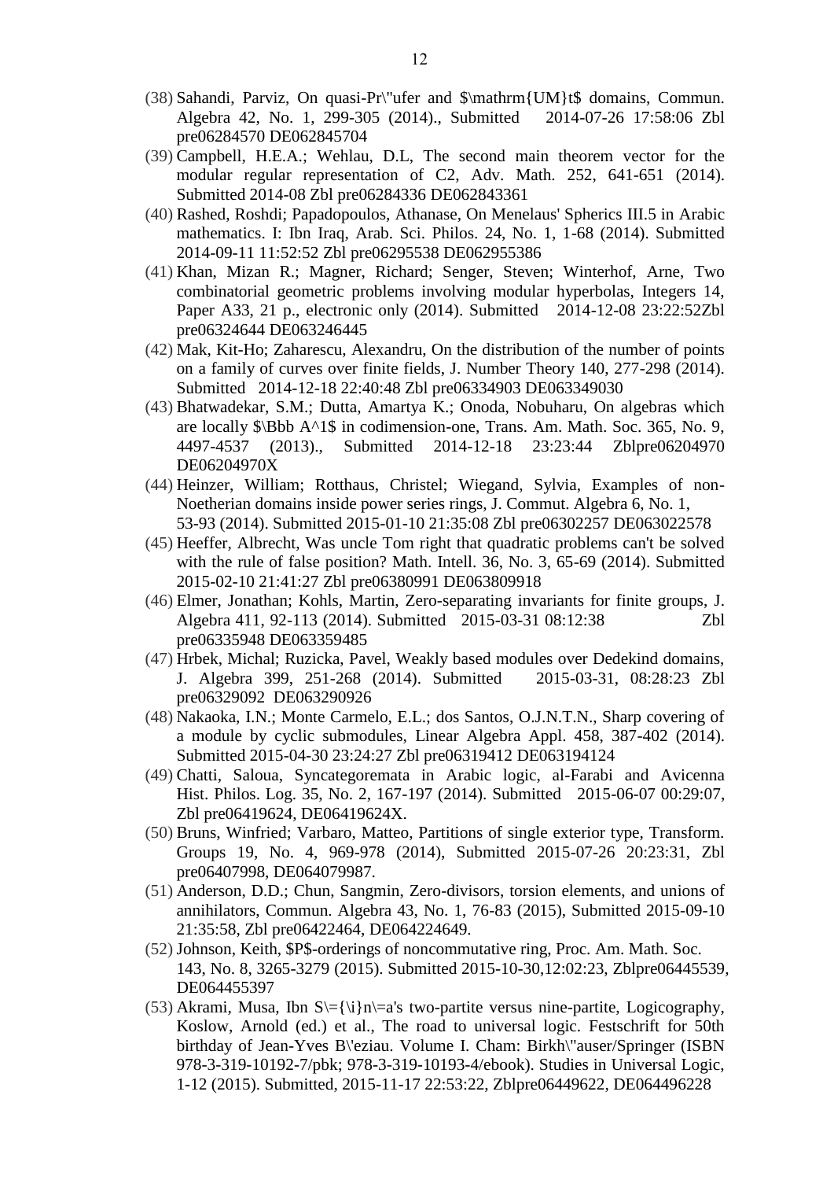(38) Sahandi, Parviz, On quasi-Pr\"ufer and $\mathrm{UM}t$ domains, Commun. Algebra 42, No. 1, 299-305 (2014)., Submitted 2014-07-26 17:58:06 Zbl pre06284570 DE062845704

(39) Campbell, H.E.A.; Wehlau, D.L, The second main theorem vector for the modular regular representation of C2, Adv. Math. 252, 641-651 (2014). Submitted 2014-08 Zbl pre06284336 DE062843361

(40) Rashed, Roshdi; Papadopoulos, Athanase, On Menelaus' Spherics III.5 in Arabic mathematics. I: Ibn Iraq, Arab. Sci. Philos. 24, No. 1, 1-68 (2014). Submitted 2014-09-11 11:52:52 Zbl pre06295538 DE062955386

(41) Khan, Mizan R.; Magner, Richard; Senger, Steven; Winterhof, Arne, Two combinatorial geometric problems involving modular hyperbolas, Integers 14, Paper A33, 21 p., electronic only (2014). Submitted 2014-12-08 23:22:52Zbl pre06324644 DE063246445

(42) Mak, Kit-Ho; Zaharescu, Alexandru, On the distribution of the number of points on a family of curves over finite fields, J. Number Theory 140, 277-298 (2014). Submitted 2014-12-18 22:40:48 Zbl pre06334903 DE063349030

(43) Bhatwadekar, S.M.; Dutta, Amartya K.; Onoda, Nobuharu, On algebras which are locally $\Bbb A^1$ in codimension-one, Trans. Am. Math. Soc. 365, No. 9, 4497-4537 (2013)., Submitted 2014-12-18 23:23:44 Zblpre06204970 DE06204970X

(44) Heinzer, William; Rotthaus, Christel; Wiegand, Sylvia, Examples of non-Noetherian domains inside power series rings, J. Commut. Algebra 6, No. 1, 53-93 (2014). Submitted 2015-01-10 21:35:08 Zbl pre06302257 DE063022578

(45) Heeffer, Albrecht, Was uncle Tom right that quadratic problems can't be solved with the rule of false position? Math. Intell. 36, No. 3, 65-69 (2014). Submitted 2015-02-10 21:41:27 Zbl pre06380991 DE063809918

(46) Elmer, Jonathan; Kohls, Martin, Zero-separating invariants for finite groups, J. Algebra 411, 92-113 (2014). Submitted 2015-03-31 08:12:38 Zbl pre06335948 DE063359485

(47) Hrbek, Michal; Ruzicka, Pavel, Weakly based modules over Dedekind domains, J. Algebra 399, 251-268 (2014). Submitted 2015-03-31, 08:28:23 Zbl pre06329092 DE063290926

(48) Nakaoka, I.N.; Monte Carmelo, E.L.; dos Santos, O.J.N.T.N., Sharp covering of a module by cyclic submodules, Linear Algebra Appl. 458, 387-402 (2014). Submitted 2015-04-30 23:24:27 Zbl pre06319412 DE063194124

(49) Chatti, Saloua, Syncategoremata in Arabic logic, al-Farabi and Avicenna Hist. Philos. Log. 35, No. 2, 167-197 (2014). Submitted 2015-06-07 00:29:07, Zbl pre06419624, DE06419624X.

(50) Bruns, Winfried; Varbaro, Matteo, Partitions of single exterior type, Transform. Groups 19, No. 4, 969-978 (2014), Submitted 2015-07-26 20:23:31, Zbl pre06407998, DE064079987.

(51) Anderson, D.D.; Chun, Sangmin, Zero-divisors, torsion elements, and unions of annihilators, Commun. Algebra 43, No. 1, 76-83 (2015), Submitted 2015-09-10 21:35:58, Zbl pre06422464, DE064224649.

(52) Johnson, Keith, $P$-orderings of noncommutative ring, Proc. Am. Math. Soc. 143, No. 8, 3265-3279 (2015). Submitted 2015-10-30,12:02:23, Zblpre06445539, DE064455397

(53) Akrami, Musa, Ibn S\={\i}n\=a's two-partite versus nine-partite, Logicography, Koslow, Arnold (ed.) et al., The road to universal logic. Festschrift for 50th birthday of Jean-Yves B\'eziau. Volume I. Cham: Birkh\"auser/Springer (ISBN 978-3-319-10192-7/pbk; 978-3-319-10193-4/ebook). Studies in Universal Logic, 1-12 (2015). Submitted, 2015-11-17 22:53:22, Zblpre06449622, DE064496228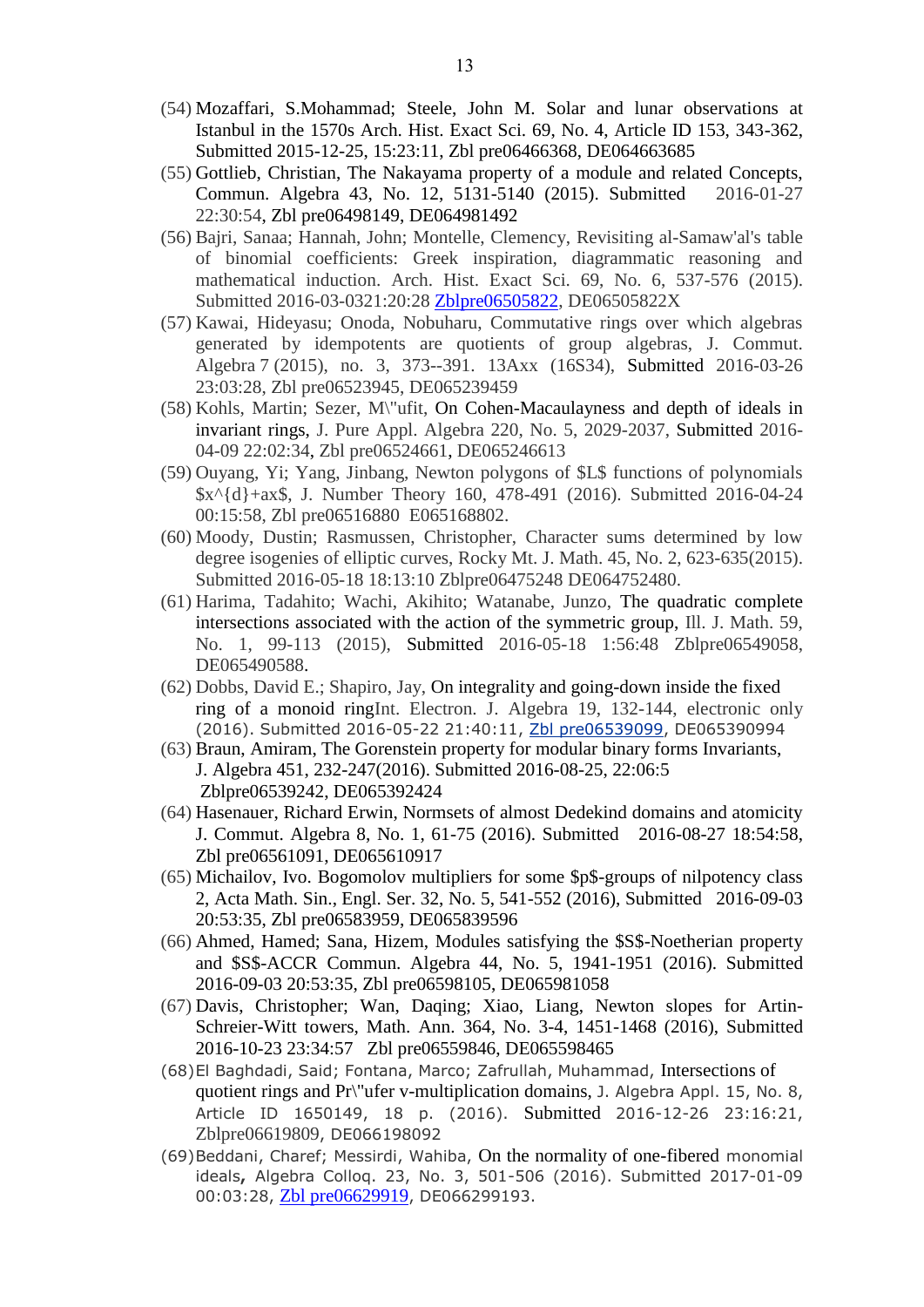(54) Mozaffari, S.Mohammad; Steele, John M. Solar and lunar observations at Istanbul in the 1570s Arch. Hist. Exact Sci. 69, No. 4, Article ID 153, 343-362, Submitted 2015-12-25, 15:23:11, Zbl pre06466368, DE064663685

(55) Gottlieb, Christian, The Nakayama property of a module and related Concepts, Commun. Algebra 43, No. 12, 5131-5140 (2015). Submitted 2016-01-27 22:30:54, Zbl pre06498149, DE064981492

(56) Bajri, Sanaa; Hannah, John; Montelle, Clemency, Revisiting al-Samaw'al's table of binomial coefficients: Greek inspiration, diagrammatic reasoning and mathematical induction. Arch. Hist. Exact Sci. 69, No. 6, 537-576 (2015). Submitted 2016-03-0321:20:28 Zblpre06505822, DE06505822X

(57) Kawai, Hideyasu; Onoda, Nobuharu, Commutative rings over which algebras generated by idempotents are quotients of group algebras, J. Commut. Algebra 7 (2015), no. 3, 373--391. 13Axx (16S34), Submitted 2016-03-26 23:03:28, Zbl pre06523945, DE065239459

(58) Kohls, Martin; Sezer, M\"ufit, On Cohen-Macaulayness and depth of ideals in invariant rings, J. Pure Appl. Algebra 220, No. 5, 2029-2037, Submitted 2016-04-09 22:02:34, Zbl pre06524661, DE065246613

(59) Ouyang, Yi; Yang, Jinbang, Newton polygons of $L$ functions of polynomials $x^{d}+ax$, J. Number Theory 160, 478-491 (2016). Submitted 2016-04-24 00:15:58, Zbl pre06516880 E065168802.

(60) Moody, Dustin; Rasmussen, Christopher, Character sums determined by low degree isogenies of elliptic curves, Rocky Mt. J. Math. 45, No. 2, 623-635(2015). Submitted 2016-05-18 18:13:10 Zblpre06475248 DE064752480.

(61) Harima, Tadahito; Wachi, Akihito; Watanabe, Junzo, The quadratic complete intersections associated with the action of the symmetric group, Ill. J. Math. 59, No. 1, 99-113 (2015), Submitted 2016-05-18 1:56:48 Zblpre06549058, DE065490588.

(62) Dobbs, David E.; Shapiro, Jay, On integrality and going-down inside the fixed ring of a monoid ringInt. Electron. J. Algebra 19, 132-144, electronic only (2016). Submitted 2016-05-22 21:40:11, Zbl pre06539099, DE065390994

(63) Braun, Amiram, The Gorenstein property for modular binary forms Invariants, J. Algebra 451, 232-247(2016). Submitted 2016-08-25, 22:06:5 Zblpre06539242, DE065392424

(64) Hasenauer, Richard Erwin, Normsets of almost Dedekind domains and atomicity J. Commut. Algebra 8, No. 1, 61-75 (2016). Submitted 2016-08-27 18:54:58, Zbl pre06561091, DE065610917

(65) Michailov, Ivo. Bogomolov multipliers for some $p$-groups of nilpotency class 2, Acta Math. Sin., Engl. Ser. 32, No. 5, 541-552 (2016), Submitted 2016-09-03 20:53:35, Zbl pre06583959, DE065839596

(66) Ahmed, Hamed; Sana, Hizem, Modules satisfying the $S$-Noetherian property and $S$-ACCR Commun. Algebra 44, No. 5, 1941-1951 (2016). Submitted 2016-09-03 20:53:35, Zbl pre06598105, DE065981058

(67) Davis, Christopher; Wan, Daqing; Xiao, Liang, Newton slopes for Artin-Schreier-Witt towers, Math. Ann. 364, No. 3-4, 1451-1468 (2016), Submitted 2016-10-23 23:34:57 Zbl pre06559846, DE065598465

(68) El Baghdadi, Said; Fontana, Marco; Zafrullah, Muhammad, Intersections of quotient rings and Pr\"ufer v-multiplication domains, J. Algebra Appl. 15, No. 8, Article ID 1650149, 18 p. (2016). Submitted 2016-12-26 23:16:21, Zblpre06619809, DE066198092

(69) Beddani, Charef; Messirdi, Wahiba, On the normality of one-fibered monomial ideals, Algebra Colloq. 23, No. 3, 501-506 (2016). Submitted 2017-01-09 00:03:28, Zbl pre06629919, DE066299193.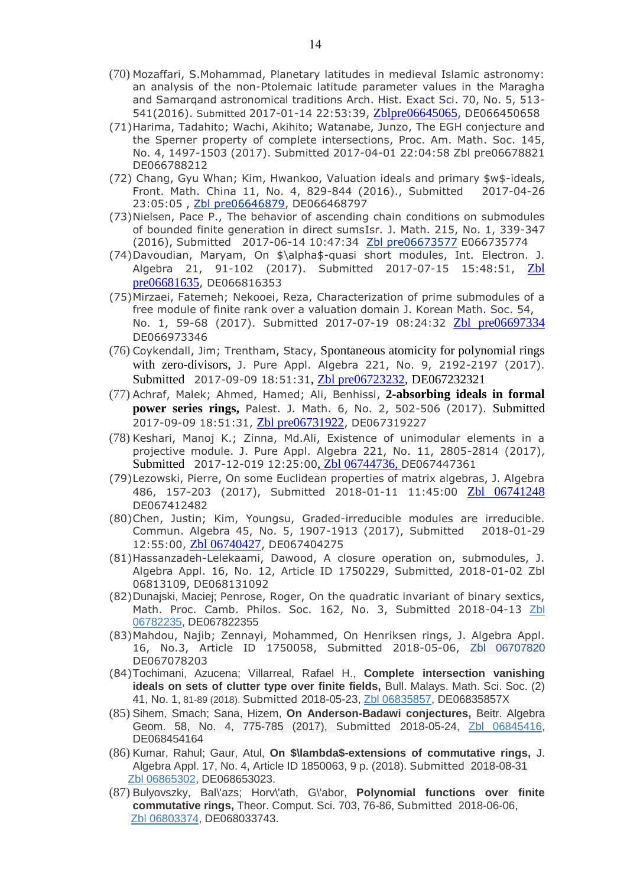(70) Mozaffari, S.Mohammad, Planetary latitudes in medieval Islamic astronomy: an analysis of the non-Ptolemaic latitude parameter values in the Maragha and Samarqand astronomical traditions Arch. Hist. Exact Sci. 70, No. 5, 513-541(2016). Submitted 2017-01-14 22:53:39, Zblpre06645065, DE066450658

(71) Harima, Tadahito; Wachi, Akihito; Watanabe, Junzo, The EGH conjecture and the Sperner property of complete intersections, Proc. Am. Math. Soc. 145, No. 4, 1497-1503 (2017). Submitted 2017-04-01 22:04:58 Zbl pre06678821 DE066788212

(72) Chang, Gyu Whan; Kim, Hwankoo, Valuation ideals and primary $w$-ideals, Front. Math. China 11, No. 4, 829-844 (2016)., Submitted 2017-04-26 23:05:05 , Zbl pre06646879, DE066468797

(73) Nielsen, Pace P., The behavior of ascending chain conditions on submodules of bounded finite generation in direct sumsIsr. J. Math. 215, No. 1, 339-347 (2016), Submitted 2017-06-14 10:47:34 Zbl pre06673577 E066735774

(74) Davoudian, Maryam, On $\alpha$-quasi short modules, Int. Electron. J. Algebra 21, 91-102 (2017). Submitted 2017-07-15 15:48:51, Zbl pre06681635, DE066816353

(75) Mirzaei, Fatemeh; Nekooei, Reza, Characterization of prime submodules of a free module of finite rank over a valuation domain J. Korean Math. Soc. 54, No. 1, 59-68 (2017). Submitted 2017-07-19 08:24:32 Zbl pre06697334 DE066973346

(76) Coykendall, Jim; Trentham, Stacy, Spontaneous atomicity for polynomial rings with zero-divisors, J. Pure Appl. Algebra 221, No. 9, 2192-2197 (2017). Submitted 2017-09-09 18:51:31, Zbl pre06723232, DE067232321

(77) Achraf, Malek; Ahmed, Hamed; Ali, Benhissi, **2-absorbing ideals in formal power series rings,** Palest. J. Math. 6, No. 2, 502-506 (2017). Submitted 2017-09-09 18:51:31, Zbl pre06731922, DE067319227

(78) Keshari, Manoj K.; Zinna, Md.Ali, Existence of unimodular elements in a projective module. J. Pure Appl. Algebra 221, No. 11, 2805-2814 (2017), Submitted 2017-12-019 12:25:00, Zbl 06744736, DE067447361

(79) Lezowski, Pierre, On some Euclidean properties of matrix algebras, J. Algebra 486, 157-203 (2017), Submitted 2018-01-11 11:45:00 Zbl 06741248 DE067412482

(80) Chen, Justin; Kim, Youngsu, Graded-irreducible modules are irreducible. Commun. Algebra 45, No. 5, 1907-1913 (2017), Submitted 2018-01-29 12:55:00, Zbl 06740427, DE067404275

(81) Hassanzadeh-Lelekaami, Dawood, A closure operation on, submodules, J. Algebra Appl. 16, No. 12, Article ID 1750229, Submitted, 2018-01-02 Zbl 06813109, DE068131092

(82) Dunajski, Maciej; Penrose, Roger, On the quadratic invariant of binary sextics, Math. Proc. Camb. Philos. Soc. 162, No. 3, Submitted 2018-04-13 Zbl 06782235, DE067822355

(83) Mahdou, Najib; Zennayi, Mohammed, On Henriksen rings, J. Algebra Appl. 16, No.3, Article ID 1750058, Submitted, 2018-05-06, Zbl 06707820 DE067078203

(84) Tochimani, Azucena; Villarreal, Rafael H., **Complete intersection vanishing ideals on sets of clutter type over finite fields,** Bull. Malays. Math. Sci. Soc. (2) 41, No. 1, 81-89 (2018). Submitted 2018-05-23, Zbl 06835857, DE06835857X

(85) Sihem, Smach; Sana, Hizem, **On Anderson-Badawi conjectures,** Beitr. Algebra Geom. 58, No. 4, 775-785 (2017), Submitted 2018-05-24, Zbl 06845416, DE068454164

(86) Kumar, Rahul; Gaur, Atul, **On $\lambda$-extensions of commutative rings,** J. Algebra Appl. 17, No. 4, Article ID 1850063, 9 p. (2018). Submitted 2018-08-31 Zbl 06865302, DE068653023.

(87) Bulyovszky, Bal\'azs; Horv\'ath, G\'abor, **Polynomial functions over finite commutative rings,** Theor. Comput. Sci. 703, 76-86, Submitted 2018-06-06, Zbl 06803374, DE068033743.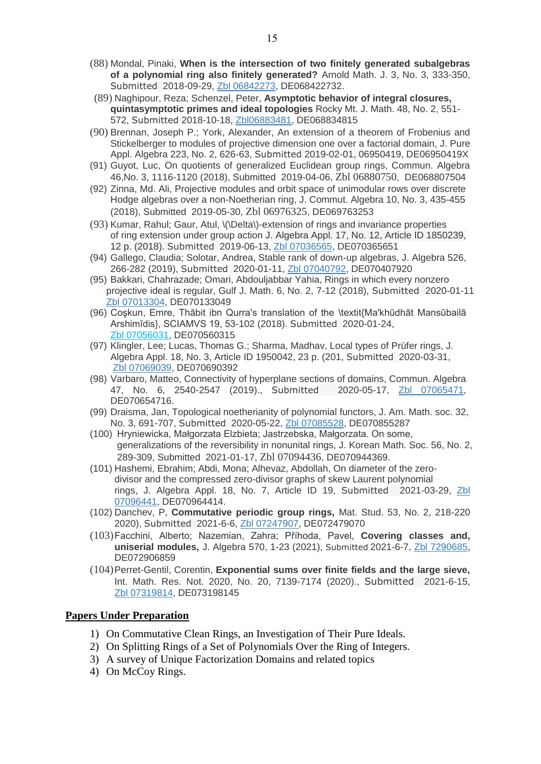(88) Mondal, Pinaki, **When is the intersection of two finitely generated subalgebras of a polynomial ring also finitely generated?** Arnold Math. J. 3, No. 3, 333-350, Submitted 2018-09-29, Zbl 06842273, DE068422732.

(89) Naghipour, Reza; Schenzel, Peter, **Asymptotic behavior of integral closures, quintasymptotic primes and ideal topologies** Rocky Mt. J. Math. 48, No. 2, 551-572, Submitted 2018-10-18, Zbl06883481, DE068834815

(90) Brennan, Joseph P.; York, Alexander, An extension of a theorem of Frobenius and Stickelberger to modules of projective dimension one over a factorial domain, J. Pure Appl. Algebra 223, No. 2, 626-63, Submitted 2019-02-01, 06950419, DE06950419X

(91) Guyot, Luc, On quotients of generalized Euclidean group rings, Commun. Algebra 46,No. 3, 1116-1120 (2018), Submitted 2019-04-06, Zbl 06880750, DE068807504

(92) Zinna, Md. Ali, Projective modules and orbit space of unimodular rows over discrete Hodge algebras over a non-Noetherian ring, J. Commut. Algebra 10, No. 3, 435-455 (2018), Submitted 2019-05-30, Zbl 06976325, DE069763253

(93) Kumar, Rahul; Gaur, Atul, \(\Delta\)-extension of rings and invariance properties of ring extension under group action J. Algebra Appl. 17, No. 12, Article ID 1850239, 12 p. (2018). Submitted 2019-06-13, Zbl 07036565, DE070365651

(94) Gallego, Claudia; Solotar, Andrea, Stable rank of down-up algebras, J. Algebra 526, 266-282 (2019), Submitted 2020-01-11, Zbl 07040792, DE070407920

(95) Bakkari, Chahrazade; Omari, Abdouljabbar Yahia, Rings in which every nonzero projective ideal is regular, Gulf J. Math. 6, No. 2, 7-12 (2018), Submitted 2020-01-11 Zbl 07013304, DE070133049

(96) Coşkun, Emre, Thābit ibn Qurra's translation of the \textit{Ma'khūdhāt Mansūbailā Arshimīdis}, SCIAMVS 19, 53-102 (2018). Submitted 2020-01-24, Zbl 07056031, DE070560315

(97) Klingler, Lee; Lucas, Thomas G.; Sharma, Madhav, Local types of Prüfer rings, J. Algebra Appl. 18, No. 3, Article ID 1950042, 23 p. (201, Submitted 2020-03-31, Zbl 07069039, DE070690392

(98) Varbaro, Matteo, Connectivity of hyperplane sections of domains, Commun. Algebra 47, No. 6, 2540-2547 (2019)., Submitted 2020-05-17, Zbl 07065471, DE070654716.

(99) Draisma, Jan, Topological noetherianity of polynomial functors, J. Am. Math. soc. 32, No. 3, 691-707, Submitted 2020-05-22, Zbl 07085528, DE070855287

(100) Hryniewicka, Małgorzata Elzbieta; Jastrzebska, Małgorzata. On some, generalizations of the reversibility in nonunital rings, J. Korean Math. Soc. 56, No. 2, 289-309, Submitted 2021-01-17, Zbl 07094436, DE070944369.

(101) Hashemi, Ebrahim; Abdi, Mona; Alhevaz, Abdollah, On diameter of the zero-divisor and the compressed zero-divisor graphs of skew Laurent polynomial rings, J. Algebra Appl. 18, No. 7, Article ID 19, Submitted 2021-03-29, Zbl 07096441, DE070964414.

(102) Danchev, P, **Commutative periodic group rings,** Mat. Stud. 53, No. 2, 218-220 2020), Submitted 2021-6-6, Zbl 07247907, DE072479070

(103) Facchini, Alberto; Nazemian, Zahra; Příhoda, Pavel, **Covering classes and, uniserial modules,** J. Algebra 570, 1-23 (2021), Submitted 2021-6-7, Zbl 7290685, DE072906859

(104) Perret-Gentil, Corentin, **Exponential sums over finite fields and the large sieve,** Int. Math. Res. Not. 2020, No. 20, 7139-7174 (2020)., Submitted 2021-6-15, Zbl 07319814, DE073198145

## Papers Under Preparation

1) On Commutative Clean Rings, an Investigation of Their Pure Ideals.
2) On Splitting Rings of a Set of Polynomials Over the Ring of Integers.
3) A survey of Unique Factorization Domains and related topics
4) On McCoy Rings.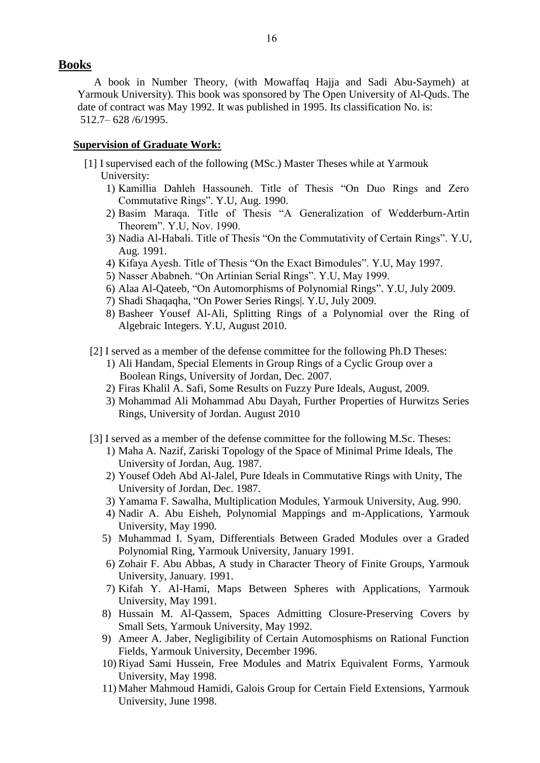## Books

A book in Number Theory, (with Mowaffaq Hajja and Sadi Abu-Saymeh) at Yarmouk University). This book was sponsored by The Open University of Al-Quds. The date of contract was May 1992. It was published in 1995. Its classification No. is: 512.7– 628 /6/1995.

### Supervision of Graduate Work:

[1] I supervised each of the following (MSc.) Master Theses while at Yarmouk University:

1) Kamillia Dahleh Hassouneh. Title of Thesis "On Duo Rings and Zero Commutative Rings". Y.U, Aug. 1990.
2) Basim Maraqa. Title of Thesis "A Generalization of Wedderburn-Artin Theorem". Y.U, Nov. 1990.
3) Nadia Al-Habali. Title of Thesis "On the Commutativity of Certain Rings". Y.U, Aug. 1991.
4) Kifaya Ayesh. Title of Thesis "On the Exact Bimodules". Y.U, May 1997.
5) Nasser Ababneh. "On Artinian Serial Rings". Y.U, May 1999.
6) Alaa Al-Qateeb, "On Automorphisms of Polynomial Rings". Y.U, July 2009.
7) Shadi Shaqaqha, "On Power Series Rings|. Y.U, July 2009.
8) Basheer Yousef Al-Ali, Splitting Rings of a Polynomial over the Ring of Algebraic Integers. Y.U, August 2010.

[2] I served as a member of the defense committee for the following Ph.D Theses:

1) Ali Handam, Special Elements in Group Rings of a Cyclic Group over a Boolean Rings, University of Jordan, Dec. 2007.
2) Firas Khalil A. Safi, Some Results on Fuzzy Pure Ideals, August, 2009.
3) Mohammad Ali Mohammad Abu Dayah, Further Properties of Hurwitzs Series Rings, University of Jordan. August 2010

[3] I served as a member of the defense committee for the following M.Sc. Theses:

1) Maha A. Nazif, Zariski Topology of the Space of Minimal Prime Ideals, The University of Jordan, Aug. 1987.
2) Yousef Odeh Abd Al-Jalel, Pure Ideals in Commutative Rings with Unity, The University of Jordan, Dec. 1987.
3) Yamama F. Sawalha, Multiplication Modules, Yarmouk University, Aug. 990.
4) Nadir A. Abu Eisheh, Polynomial Mappings and m-Applications, Yarmouk University, May 1990.
5) Muhammad I. Syam, Differentials Between Graded Modules over a Graded Polynomial Ring, Yarmouk University, January 1991.
6) Zohair F. Abu Abbas, A study in Character Theory of Finite Groups, Yarmouk University, January. 1991.
7) Kifah Y. Al-Hami, Maps Between Spheres with Applications, Yarmouk University, May 1991.
8) Hussain M. Al-Qassem, Spaces Admitting Closure-Preserving Covers by Small Sets, Yarmouk University, May 1992.
9) Ameer A. Jaber, Negligibility of Certain Automosphisms on Rational Function Fields, Yarmouk University, December 1996.
10) Riyad Sami Hussein, Free Modules and Matrix Equivalent Forms, Yarmouk University, May 1998.
11) Maher Mahmoud Hamidi, Galois Group for Certain Field Extensions, Yarmouk University, June 1998.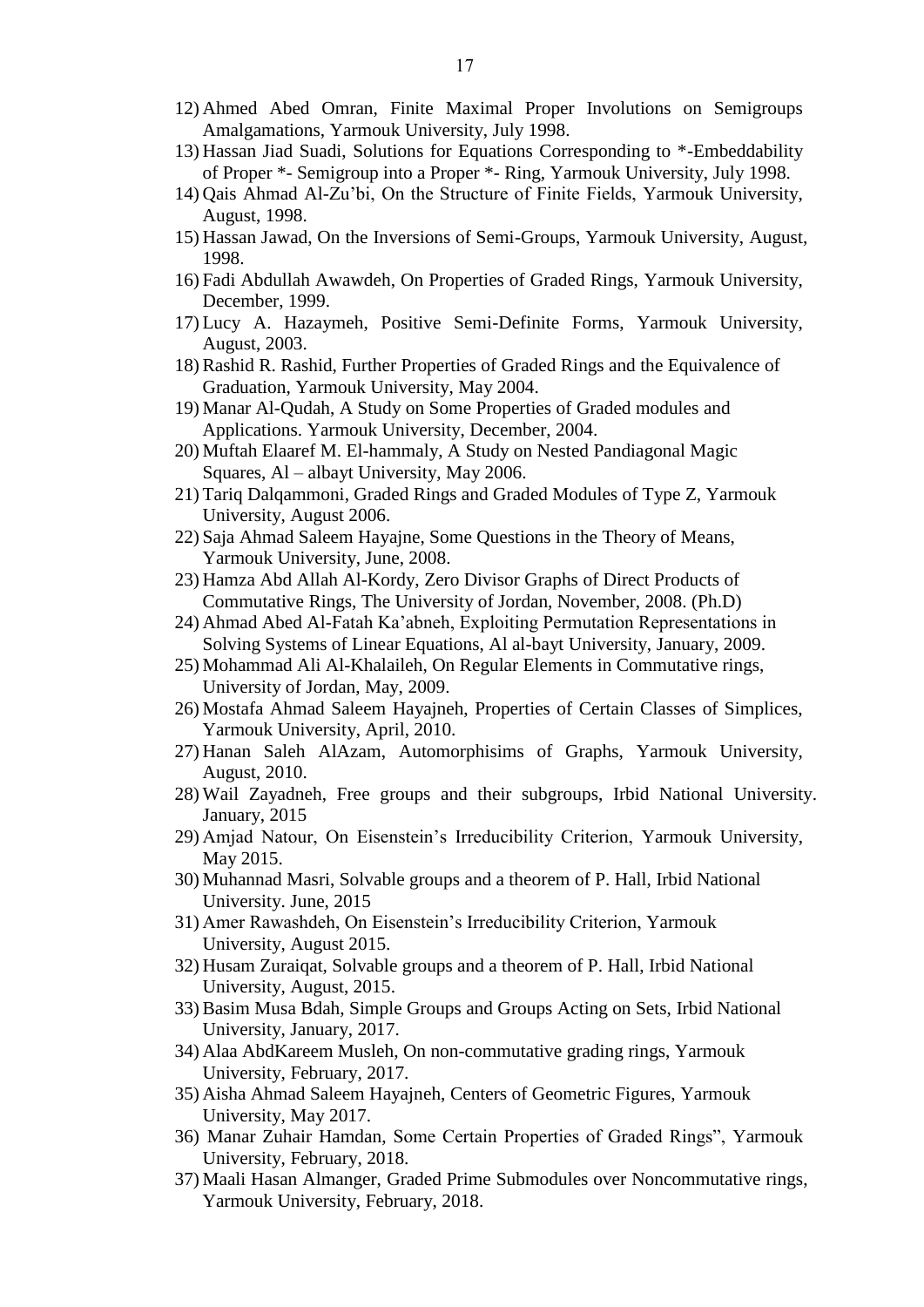12) Ahmed Abed Omran, Finite Maximal Proper Involutions on Semigroups Amalgamations, Yarmouk University, July 1998.
13) Hassan Jiad Suadi, Solutions for Equations Corresponding to *-Embeddability of Proper *- Semigroup into a Proper *- Ring, Yarmouk University, July 1998.
14) Qais Ahmad Al-Zu'bi, On the Structure of Finite Fields, Yarmouk University, August, 1998.
15) Hassan Jawad, On the Inversions of Semi-Groups, Yarmouk University, August, 1998.
16) Fadi Abdullah Awawdeh, On Properties of Graded Rings, Yarmouk University, December, 1999.
17) Lucy A. Hazaymeh, Positive Semi-Definite Forms, Yarmouk University, August, 2003.
18) Rashid R. Rashid, Further Properties of Graded Rings and the Equivalence of Graduation, Yarmouk University, May 2004.
19) Manar Al-Qudah, A Study on Some Properties of Graded modules and Applications. Yarmouk University, December, 2004.
20) Muftah Elaaref M. El-hammaly, A Study on Nested Pandiagonal Magic Squares, Al – albayt University, May 2006.
21) Tariq Dalqammoni, Graded Rings and Graded Modules of Type Z, Yarmouk University, August 2006.
22) Saja Ahmad Saleem Hayajne, Some Questions in the Theory of Means, Yarmouk University, June, 2008.
23) Hamza Abd Allah Al-Kordy, Zero Divisor Graphs of Direct Products of Commutative Rings, The University of Jordan, November, 2008. (Ph.D)
24) Ahmad Abed Al-Fatah Ka'abneh, Exploiting Permutation Representations in Solving Systems of Linear Equations, Al al-bayt University, January, 2009.
25) Mohammad Ali Al-Khalaileh, On Regular Elements in Commutative rings, University of Jordan, May, 2009.
26) Mostafa Ahmad Saleem Hayajneh, Properties of Certain Classes of Simplices, Yarmouk University, April, 2010.
27) Hanan Saleh AlAzam, Automorphisims of Graphs, Yarmouk University, August, 2010.
28) Wail Zayadneh, Free groups and their subgroups, Irbid National University. January, 2015
29) Amjad Natour, On Eisenstein's Irreducibility Criterion, Yarmouk University, May 2015.
30) Muhannad Masri, Solvable groups and a theorem of P. Hall, Irbid National University. June, 2015
31) Amer Rawashdeh, On Eisenstein's Irreducibility Criterion, Yarmouk University, August 2015.
32) Husam Zuraiqat, Solvable groups and a theorem of P. Hall, Irbid National University, August, 2015.
33) Basim Musa Bdah, Simple Groups and Groups Acting on Sets, Irbid National University, January, 2017.
34) Alaa AbdKareem Musleh, On non-commutative grading rings, Yarmouk University, February, 2017.
35) Aisha Ahmad Saleem Hayajneh, Centers of Geometric Figures, Yarmouk University, May 2017.
36) Manar Zuhair Hamdan, Some Certain Properties of Graded Rings", Yarmouk University, February, 2018.
37) Maali Hasan Almanger, Graded Prime Submodules over Noncommutative rings, Yarmouk University, February, 2018.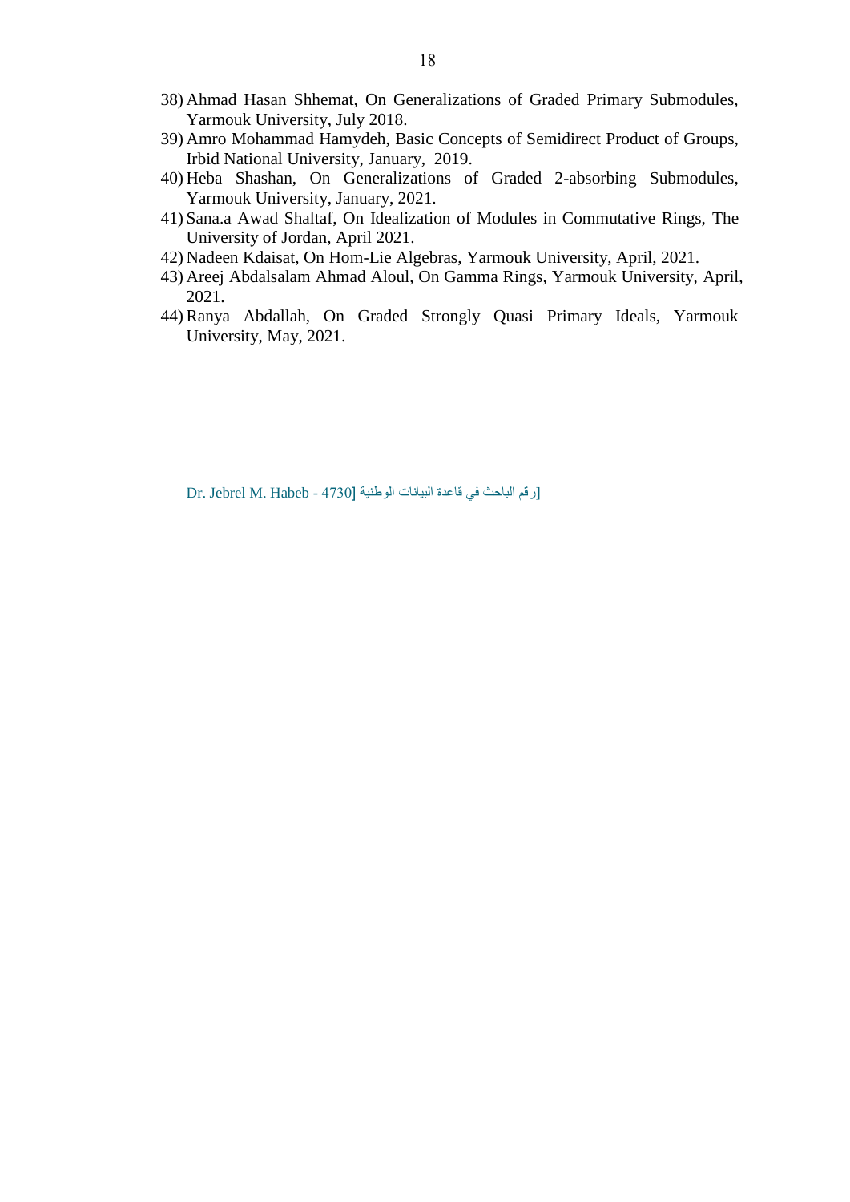38) Ahmad Hasan Shhemat, On Generalizations of Graded Primary Submodules, Yarmouk University, July 2018.
39) Amro Mohammad Hamydeh, Basic Concepts of Semidirect Product of Groups, Irbid National University, January, 2019.
40) Heba Shashan, On Generalizations of Graded 2-absorbing Submodules, Yarmouk University, January, 2021.
41) Sana.a Awad Shaltaf, On Idealization of Modules in Commutative Rings, The University of Jordan, April 2021.
42) Nadeen Kdaisat, On Hom-Lie Algebras, Yarmouk University, April, 2021.
43) Areej Abdalsalam Ahmad Aloul, On Gamma Rings, Yarmouk University, April, 2021.
44) Ranya Abdallah, On Graded Strongly Quasi Primary Ideals, Yarmouk University, May, 2021.

Dr. Jebrel M. Habeb - 4730] رقم الباحث في قاعدة البيانات الوطنية]